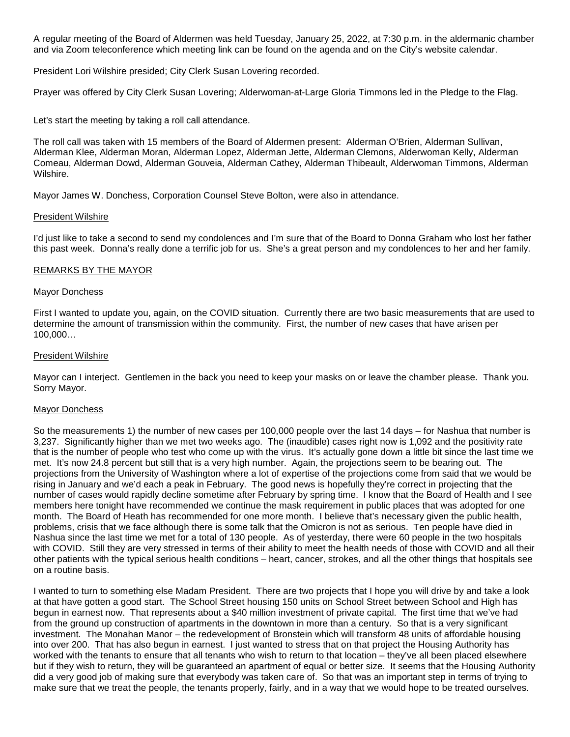A regular meeting of the Board of Aldermen was held Tuesday, January 25, 2022, at 7:30 p.m. in the aldermanic chamber and via Zoom teleconference which meeting link can be found on the agenda and on the City's website calendar.

President Lori Wilshire presided; City Clerk Susan Lovering recorded.

Prayer was offered by City Clerk Susan Lovering; Alderwoman-at-Large Gloria Timmons led in the Pledge to the Flag.

Let's start the meeting by taking a roll call attendance.

The roll call was taken with 15 members of the Board of Aldermen present: Alderman O'Brien, Alderman Sullivan, Alderman Klee, Alderman Moran, Alderman Lopez, Alderman Jette, Alderman Clemons, Alderwoman Kelly, Alderman Comeau, Alderman Dowd, Alderman Gouveia, Alderman Cathey, Alderman Thibeault, Alderwoman Timmons, Alderman Wilshire.

Mayor James W. Donchess, Corporation Counsel Steve Bolton, were also in attendance.

President Wilshire

I'd just like to take a second to send my condolences and I'm sure that of the Board to Donna Graham who lost her father this past week. Donna's really done a terrific job for us. She's a great person and my condolences to her and her family.

## REMARKS BY THE MAYOR

Mayor Donchess

First I wanted to update you, again, on the COVID situation. Currently there are two basic measurements that are used to determine the amount of transmission within the community. First, the number of new cases that have arisen per 100,000…

President Wilshire

Mayor can I interject. Gentlemen in the back you need to keep your masks on or leave the chamber please. Thank you. Sorry Mayor.

Mayor Donchess

So the measurements 1) the number of new cases per 100,000 people over the last 14 days – for Nashua that number is 3,237. Significantly higher than we met two weeks ago. The (inaudible) cases right now is 1,092 and the positivity rate that is the number of people who test who come up with the virus. It's actually gone down a little bit since the last time we met. It's now 24.8 percent but still that is a very high number. Again, the projections seem to be bearing out. The projections from the University of Washington where a lot of expertise of the projections come from said that we would be rising in January and we'd each a peak in February. The good news is hopefully they're correct in projecting that the number of cases would rapidly decline sometime after February by spring time. I know that the Board of Health and I see members here tonight have recommended we continue the mask requirement in public places that was adopted for one month. The Board of Heath has recommended for one more month. I believe that's necessary given the public health, problems, crisis that we face although there is some talk that the Omicron is not as serious. Ten people have died in Nashua since the last time we met for a total of 130 people. As of yesterday, there were 60 people in the two hospitals with COVID. Still they are very stressed in terms of their ability to meet the health needs of those with COVID and all their other patients with the typical serious health conditions – heart, cancer, strokes, and all the other things that hospitals see on a routine basis.

I wanted to turn to something else Madam President. There are two projects that I hope you will drive by and take a look at that have gotten a good start. The School Street housing 150 units on School Street between School and High has begun in earnest now. That represents about a $40 million investment of private capital. The first time that we've had from the ground up construction of apartments in the downtown in more than a century. So that is a very significant investment. The Monahan Manor – the redevelopment of Bronstein which will transform 48 units of affordable housing into over 200. That has also begun in earnest. I just wanted to stress that on that project the Housing Authority has worked with the tenants to ensure that all tenants who wish to return to that location – they've all been placed elsewhere but if they wish to return, they will be guaranteed an apartment of equal or better size. It seems that the Housing Authority did a very good job of making sure that everybody was taken care of. So that was an important step in terms of trying to make sure that we treat the people, the tenants properly, fairly, and in a way that we would hope to be treated ourselves.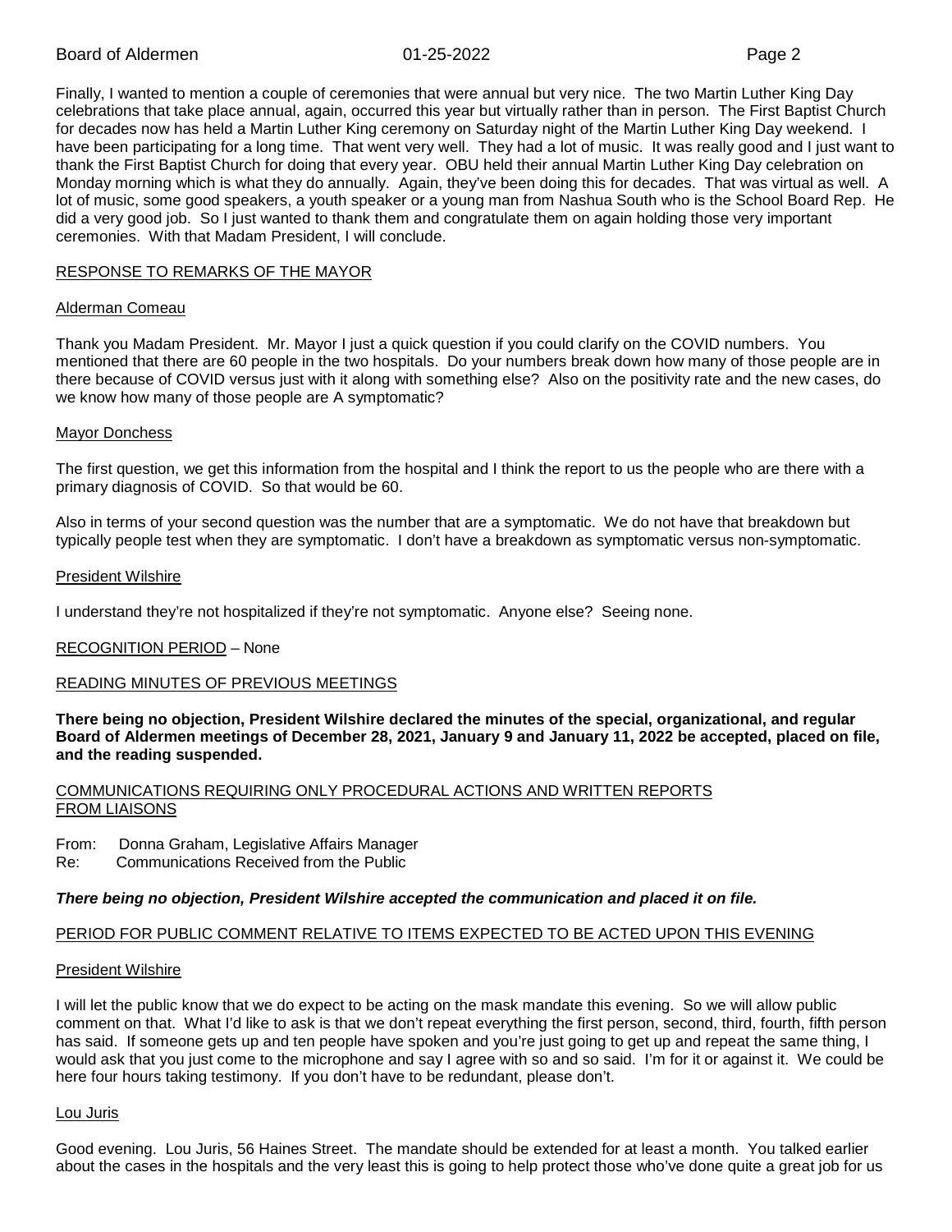Finally, I wanted to mention a couple of ceremonies that were annual but very nice. The two Martin Luther King Day celebrations that take place annual, again, occurred this year but virtually rather than in person. The First Baptist Church for decades now has held a Martin Luther King ceremony on Saturday night of the Martin Luther King Day weekend. I have been participating for a long time. That went very well. They had a lot of music. It was really good and I just want to thank the First Baptist Church for doing that every year. OBU held their annual Martin Luther King Day celebration on Monday morning which is what they do annually. Again, they've been doing this for decades. That was virtual as well. A lot of music, some good speakers, a youth speaker or a young man from Nashua South who is the School Board Rep. He did a very good job. So I just wanted to thank them and congratulate them on again holding those very important ceremonies. With that Madam President, I will conclude.

## RESPONSE TO REMARKS OF THE MAYOR

### Alderman Comeau

Thank you Madam President. Mr. Mayor I just a quick question if you could clarify on the COVID numbers. You mentioned that there are 60 people in the two hospitals. Do your numbers break down how many of those people are in there because of COVID versus just with it along with something else? Also on the positivity rate and the new cases, do we know how many of those people are A symptomatic?

### Mayor Donchess

The first question, we get this information from the hospital and I think the report to us the people who are there with a primary diagnosis of COVID. So that would be 60.

Also in terms of your second question was the number that are a symptomatic. We do not have that breakdown but typically people test when they are symptomatic. I don't have a breakdown as symptomatic versus non-symptomatic.

### President Wilshire

I understand they're not hospitalized if they're not symptomatic. Anyone else? Seeing none.

## RECOGNITION PERIOD – None

## READING MINUTES OF PREVIOUS MEETINGS

**There being no objection, President Wilshire declared the minutes of the special, organizational, and regular Board of Aldermen meetings of December 28, 2021, January 9 and January 11, 2022 be accepted, placed on file, and the reading suspended.**

## COMMUNICATIONS REQUIRING ONLY PROCEDURAL ACTIONS AND WRITTEN REPORTS FROM LIAISONS

From: Donna Graham, Legislative Affairs Manager
Re: Communications Received from the Public

***There being no objection, President Wilshire accepted the communication and placed it on file.***

## PERIOD FOR PUBLIC COMMENT RELATIVE TO ITEMS EXPECTED TO BE ACTED UPON THIS EVENING

### President Wilshire

I will let the public know that we do expect to be acting on the mask mandate this evening. So we will allow public comment on that. What I'd like to ask is that we don't repeat everything the first person, second, third, fourth, fifth person has said. If someone gets up and ten people have spoken and you're just going to get up and repeat the same thing, I would ask that you just come to the microphone and say I agree with so and so said. I'm for it or against it. We could be here four hours taking testimony. If you don't have to be redundant, please don't.

### Lou Juris

Good evening. Lou Juris, 56 Haines Street. The mandate should be extended for at least a month. You talked earlier about the cases in the hospitals and the very least this is going to help protect those who've done quite a great job for us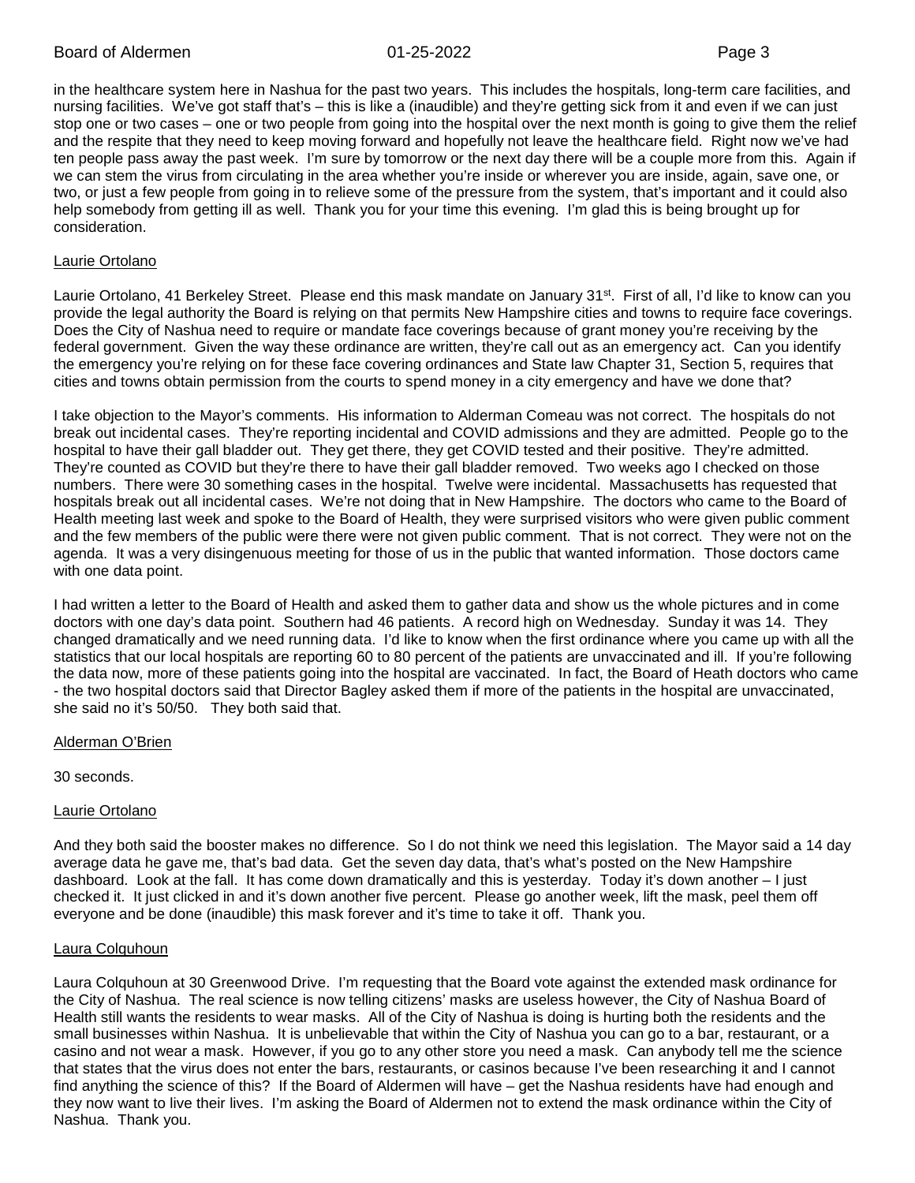in the healthcare system here in Nashua for the past two years. This includes the hospitals, long-term care facilities, and nursing facilities. We've got staff that's – this is like a (inaudible) and they're getting sick from it and even if we can just stop one or two cases – one or two people from going into the hospital over the next month is going to give them the relief and the respite that they need to keep moving forward and hopefully not leave the healthcare field. Right now we've had ten people pass away the past week. I'm sure by tomorrow or the next day there will be a couple more from this. Again if we can stem the virus from circulating in the area whether you're inside or wherever you are inside, again, save one, or two, or just a few people from going in to relieve some of the pressure from the system, that's important and it could also help somebody from getting ill as well. Thank you for your time this evening. I'm glad this is being brought up for consideration.

Laurie Ortolano

Laurie Ortolano, 41 Berkeley Street. Please end this mask mandate on January 31st. First of all, I'd like to know can you provide the legal authority the Board is relying on that permits New Hampshire cities and towns to require face coverings. Does the City of Nashua need to require or mandate face coverings because of grant money you're receiving by the federal government. Given the way these ordinance are written, they're call out as an emergency act. Can you identify the emergency you're relying on for these face covering ordinances and State law Chapter 31, Section 5, requires that cities and towns obtain permission from the courts to spend money in a city emergency and have we done that?

I take objection to the Mayor's comments. His information to Alderman Comeau was not correct. The hospitals do not break out incidental cases. They're reporting incidental and COVID admissions and they are admitted. People go to the hospital to have their gall bladder out. They get there, they get COVID tested and their positive. They're admitted. They're counted as COVID but they're there to have their gall bladder removed. Two weeks ago I checked on those numbers. There were 30 something cases in the hospital. Twelve were incidental. Massachusetts has requested that hospitals break out all incidental cases. We're not doing that in New Hampshire. The doctors who came to the Board of Health meeting last week and spoke to the Board of Health, they were surprised visitors who were given public comment and the few members of the public were there were not given public comment. That is not correct. They were not on the agenda. It was a very disingenuous meeting for those of us in the public that wanted information. Those doctors came with one data point.

I had written a letter to the Board of Health and asked them to gather data and show us the whole pictures and in come doctors with one day's data point. Southern had 46 patients. A record high on Wednesday. Sunday it was 14. They changed dramatically and we need running data. I'd like to know when the first ordinance where you came up with all the statistics that our local hospitals are reporting 60 to 80 percent of the patients are unvaccinated and ill. If you're following the data now, more of these patients going into the hospital are vaccinated. In fact, the Board of Heath doctors who came - the two hospital doctors said that Director Bagley asked them if more of the patients in the hospital are unvaccinated, she said no it's 50/50. They both said that.

Alderman O'Brien

30 seconds.

Laurie Ortolano

And they both said the booster makes no difference. So I do not think we need this legislation. The Mayor said a 14 day average data he gave me, that's bad data. Get the seven day data, that's what's posted on the New Hampshire dashboard. Look at the fall. It has come down dramatically and this is yesterday. Today it's down another – I just checked it. It just clicked in and it's down another five percent. Please go another week, lift the mask, peel them off everyone and be done (inaudible) this mask forever and it's time to take it off. Thank you.

Laura Colquhoun

Laura Colquhoun at 30 Greenwood Drive. I'm requesting that the Board vote against the extended mask ordinance for the City of Nashua. The real science is now telling citizens' masks are useless however, the City of Nashua Board of Health still wants the residents to wear masks. All of the City of Nashua is doing is hurting both the residents and the small businesses within Nashua. It is unbelievable that within the City of Nashua you can go to a bar, restaurant, or a casino and not wear a mask. However, if you go to any other store you need a mask. Can anybody tell me the science that states that the virus does not enter the bars, restaurants, or casinos because I've been researching it and I cannot find anything the science of this? If the Board of Aldermen will have – get the Nashua residents have had enough and they now want to live their lives. I'm asking the Board of Aldermen not to extend the mask ordinance within the City of Nashua. Thank you.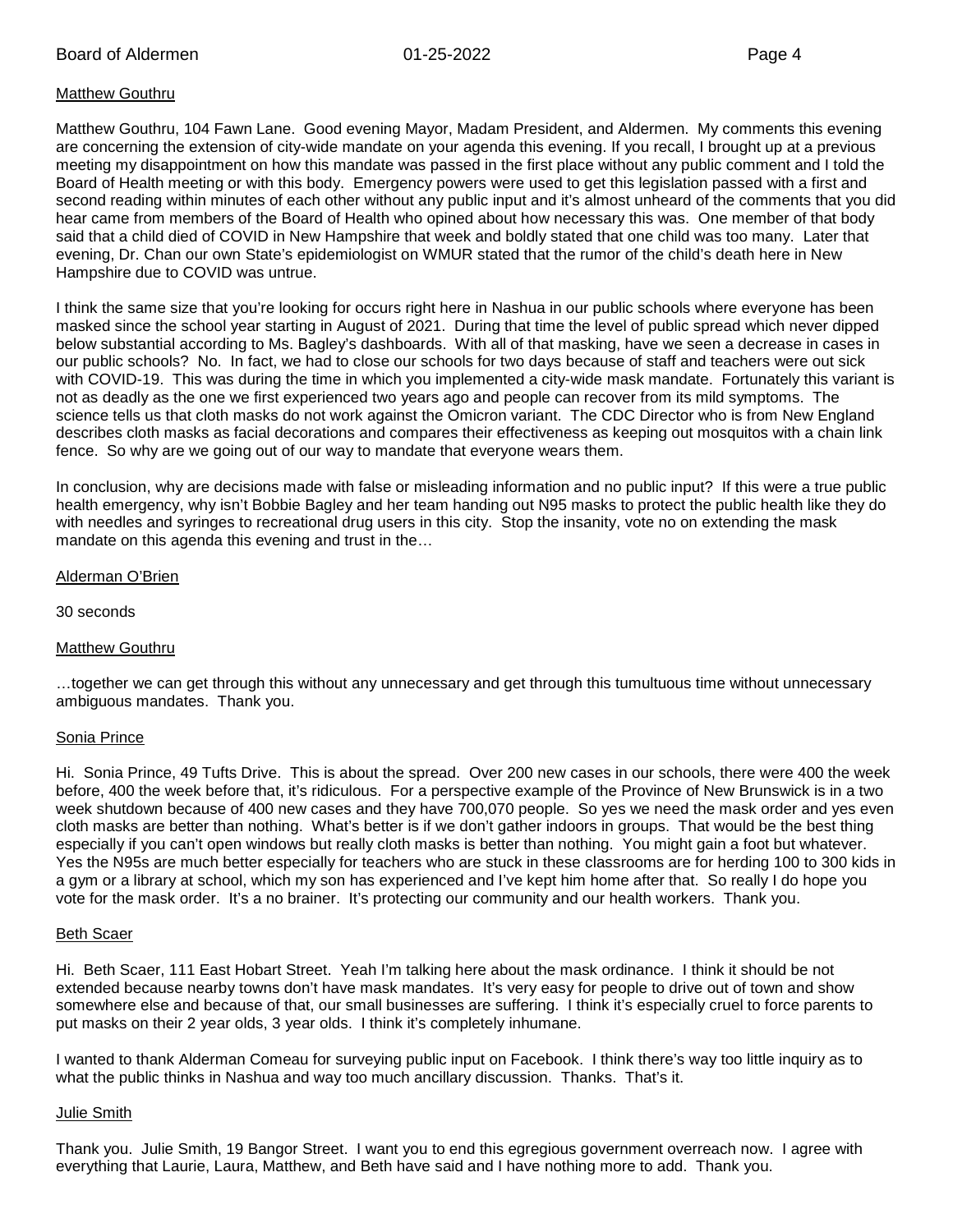Matthew Gouthru

Matthew Gouthru, 104 Fawn Lane. Good evening Mayor, Madam President, and Aldermen. My comments this evening are concerning the extension of city-wide mandate on your agenda this evening. If you recall, I brought up at a previous meeting my disappointment on how this mandate was passed in the first place without any public comment and I told the Board of Health meeting or with this body. Emergency powers were used to get this legislation passed with a first and second reading within minutes of each other without any public input and it's almost unheard of the comments that you did hear came from members of the Board of Health who opined about how necessary this was. One member of that body said that a child died of COVID in New Hampshire that week and boldly stated that one child was too many. Later that evening, Dr. Chan our own State's epidemiologist on WMUR stated that the rumor of the child's death here in New Hampshire due to COVID was untrue.

I think the same size that you're looking for occurs right here in Nashua in our public schools where everyone has been masked since the school year starting in August of 2021. During that time the level of public spread which never dipped below substantial according to Ms. Bagley's dashboards. With all of that masking, have we seen a decrease in cases in our public schools? No. In fact, we had to close our schools for two days because of staff and teachers were out sick with COVID-19. This was during the time in which you implemented a city-wide mask mandate. Fortunately this variant is not as deadly as the one we first experienced two years ago and people can recover from its mild symptoms. The science tells us that cloth masks do not work against the Omicron variant. The CDC Director who is from New England describes cloth masks as facial decorations and compares their effectiveness as keeping out mosquitos with a chain link fence. So why are we going out of our way to mandate that everyone wears them.

In conclusion, why are decisions made with false or misleading information and no public input? If this were a true public health emergency, why isn't Bobbie Bagley and her team handing out N95 masks to protect the public health like they do with needles and syringes to recreational drug users in this city. Stop the insanity, vote no on extending the mask mandate on this agenda this evening and trust in the…

Alderman O'Brien

30 seconds

Matthew Gouthru

…together we can get through this without any unnecessary and get through this tumultuous time without unnecessary ambiguous mandates. Thank you.

Sonia Prince

Hi. Sonia Prince, 49 Tufts Drive. This is about the spread. Over 200 new cases in our schools, there were 400 the week before, 400 the week before that, it's ridiculous. For a perspective example of the Province of New Brunswick is in a two week shutdown because of 400 new cases and they have 700,070 people. So yes we need the mask order and yes even cloth masks are better than nothing. What's better is if we don't gather indoors in groups. That would be the best thing especially if you can't open windows but really cloth masks is better than nothing. You might gain a foot but whatever. Yes the N95s are much better especially for teachers who are stuck in these classrooms are for herding 100 to 300 kids in a gym or a library at school, which my son has experienced and I've kept him home after that. So really I do hope you vote for the mask order. It's a no brainer. It's protecting our community and our health workers. Thank you.

Beth Scaer

Hi. Beth Scaer, 111 East Hobart Street. Yeah I'm talking here about the mask ordinance. I think it should be not extended because nearby towns don't have mask mandates. It's very easy for people to drive out of town and show somewhere else and because of that, our small businesses are suffering. I think it's especially cruel to force parents to put masks on their 2 year olds, 3 year olds. I think it's completely inhumane.

I wanted to thank Alderman Comeau for surveying public input on Facebook. I think there's way too little inquiry as to what the public thinks in Nashua and way too much ancillary discussion. Thanks. That's it.

Julie Smith

Thank you. Julie Smith, 19 Bangor Street. I want you to end this egregious government overreach now. I agree with everything that Laurie, Laura, Matthew, and Beth have said and I have nothing more to add. Thank you.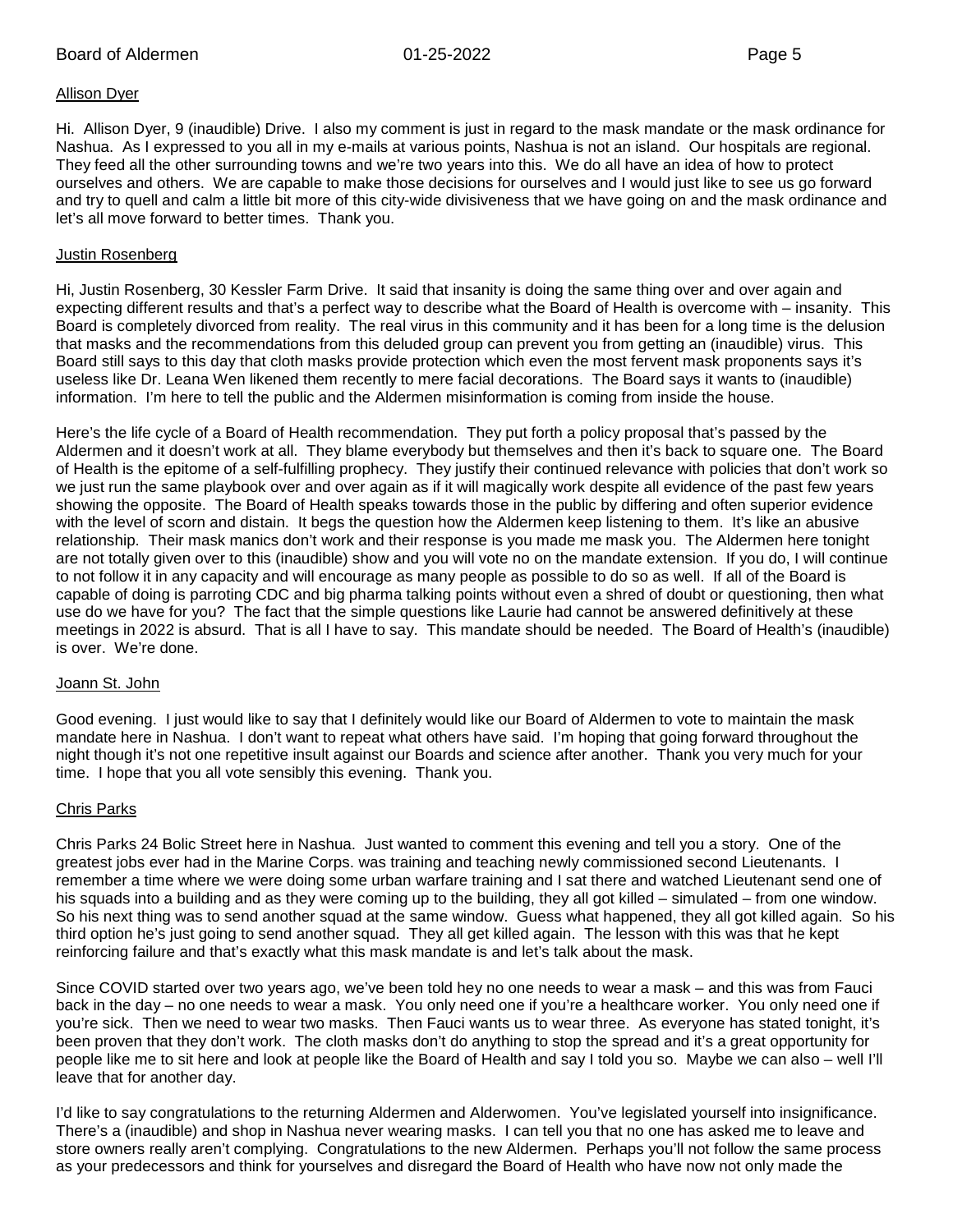Allison Dyer

Hi. Allison Dyer, 9 (inaudible) Drive. I also my comment is just in regard to the mask mandate or the mask ordinance for Nashua. As I expressed to you all in my e-mails at various points, Nashua is not an island. Our hospitals are regional. They feed all the other surrounding towns and we're two years into this. We do all have an idea of how to protect ourselves and others. We are capable to make those decisions for ourselves and I would just like to see us go forward and try to quell and calm a little bit more of this city-wide divisiveness that we have going on and the mask ordinance and let's all move forward to better times. Thank you.

Justin Rosenberg

Hi, Justin Rosenberg, 30 Kessler Farm Drive. It said that insanity is doing the same thing over and over again and expecting different results and that's a perfect way to describe what the Board of Health is overcome with – insanity. This Board is completely divorced from reality. The real virus in this community and it has been for a long time is the delusion that masks and the recommendations from this deluded group can prevent you from getting an (inaudible) virus. This Board still says to this day that cloth masks provide protection which even the most fervent mask proponents says it's useless like Dr. Leana Wen likened them recently to mere facial decorations. The Board says it wants to (inaudible) information. I'm here to tell the public and the Aldermen misinformation is coming from inside the house.

Here's the life cycle of a Board of Health recommendation. They put forth a policy proposal that's passed by the Aldermen and it doesn't work at all. They blame everybody but themselves and then it's back to square one. The Board of Health is the epitome of a self-fulfilling prophecy. They justify their continued relevance with policies that don't work so we just run the same playbook over and over again as if it will magically work despite all evidence of the past few years showing the opposite. The Board of Health speaks towards those in the public by differing and often superior evidence with the level of scorn and distain. It begs the question how the Aldermen keep listening to them. It's like an abusive relationship. Their mask manics don't work and their response is you made me mask you. The Aldermen here tonight are not totally given over to this (inaudible) show and you will vote no on the mandate extension. If you do, I will continue to not follow it in any capacity and will encourage as many people as possible to do so as well. If all of the Board is capable of doing is parroting CDC and big pharma talking points without even a shred of doubt or questioning, then what use do we have for you? The fact that the simple questions like Laurie had cannot be answered definitively at these meetings in 2022 is absurd. That is all I have to say. This mandate should be needed. The Board of Health's (inaudible) is over. We're done.

Joann St. John

Good evening. I just would like to say that I definitely would like our Board of Aldermen to vote to maintain the mask mandate here in Nashua. I don't want to repeat what others have said. I'm hoping that going forward throughout the night though it's not one repetitive insult against our Boards and science after another. Thank you very much for your time. I hope that you all vote sensibly this evening. Thank you.

Chris Parks

Chris Parks 24 Bolic Street here in Nashua. Just wanted to comment this evening and tell you a story. One of the greatest jobs ever had in the Marine Corps. was training and teaching newly commissioned second Lieutenants. I remember a time where we were doing some urban warfare training and I sat there and watched Lieutenant send one of his squads into a building and as they were coming up to the building, they all got killed – simulated – from one window. So his next thing was to send another squad at the same window. Guess what happened, they all got killed again. So his third option he's just going to send another squad. They all get killed again. The lesson with this was that he kept reinforcing failure and that's exactly what this mask mandate is and let's talk about the mask.

Since COVID started over two years ago, we've been told hey no one needs to wear a mask – and this was from Fauci back in the day – no one needs to wear a mask. You only need one if you're a healthcare worker. You only need one if you're sick. Then we need to wear two masks. Then Fauci wants us to wear three. As everyone has stated tonight, it's been proven that they don't work. The cloth masks don't do anything to stop the spread and it's a great opportunity for people like me to sit here and look at people like the Board of Health and say I told you so. Maybe we can also – well I'll leave that for another day.

I'd like to say congratulations to the returning Aldermen and Alderwomen. You've legislated yourself into insignificance. There's a (inaudible) and shop in Nashua never wearing masks. I can tell you that no one has asked me to leave and store owners really aren't complying. Congratulations to the new Aldermen. Perhaps you'll not follow the same process as your predecessors and think for yourselves and disregard the Board of Health who have now not only made the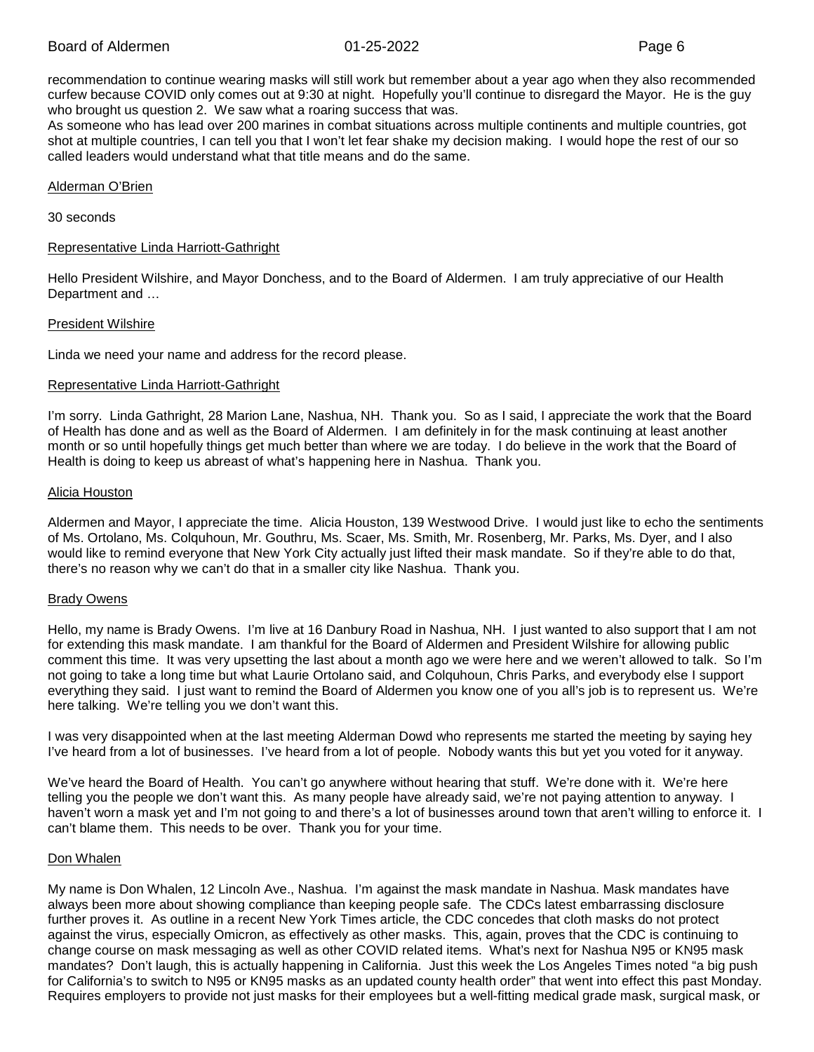recommendation to continue wearing masks will still work but remember about a year ago when they also recommended curfew because COVID only comes out at 9:30 at night. Hopefully you'll continue to disregard the Mayor. He is the guy who brought us question 2. We saw what a roaring success that was.
As someone who has lead over 200 marines in combat situations across multiple continents and multiple countries, got shot at multiple countries, I can tell you that I won't let fear shake my decision making. I would hope the rest of our so called leaders would understand what that title means and do the same.

Alderman O'Brien

30 seconds

Representative Linda Harriott-Gathright

Hello President Wilshire, and Mayor Donchess, and to the Board of Aldermen. I am truly appreciative of our Health Department and …

President Wilshire

Linda we need your name and address for the record please.

Representative Linda Harriott-Gathright

I'm sorry. Linda Gathright, 28 Marion Lane, Nashua, NH. Thank you. So as I said, I appreciate the work that the Board of Health has done and as well as the Board of Aldermen. I am definitely in for the mask continuing at least another month or so until hopefully things get much better than where we are today. I do believe in the work that the Board of Health is doing to keep us abreast of what's happening here in Nashua. Thank you.

Alicia Houston

Aldermen and Mayor, I appreciate the time. Alicia Houston, 139 Westwood Drive. I would just like to echo the sentiments of Ms. Ortolano, Ms. Colquhoun, Mr. Gouthru, Ms. Scaer, Ms. Smith, Mr. Rosenberg, Mr. Parks, Ms. Dyer, and I also would like to remind everyone that New York City actually just lifted their mask mandate. So if they're able to do that, there's no reason why we can't do that in a smaller city like Nashua. Thank you.

Brady Owens

Hello, my name is Brady Owens. I'm live at 16 Danbury Road in Nashua, NH. I just wanted to also support that I am not for extending this mask mandate. I am thankful for the Board of Aldermen and President Wilshire for allowing public comment this time. It was very upsetting the last about a month ago we were here and we weren't allowed to talk. So I'm not going to take a long time but what Laurie Ortolano said, and Colquhoun, Chris Parks, and everybody else I support everything they said. I just want to remind the Board of Aldermen you know one of you all's job is to represent us. We're here talking. We're telling you we don't want this.

I was very disappointed when at the last meeting Alderman Dowd who represents me started the meeting by saying hey I've heard from a lot of businesses. I've heard from a lot of people. Nobody wants this but yet you voted for it anyway.

We've heard the Board of Health. You can't go anywhere without hearing that stuff. We're done with it. We're here telling you the people we don't want this. As many people have already said, we're not paying attention to anyway. I haven't worn a mask yet and I'm not going to and there's a lot of businesses around town that aren't willing to enforce it. I can't blame them. This needs to be over. Thank you for your time.

Don Whalen

My name is Don Whalen, 12 Lincoln Ave., Nashua. I'm against the mask mandate in Nashua. Mask mandates have always been more about showing compliance than keeping people safe. The CDCs latest embarrassing disclosure further proves it. As outline in a recent New York Times article, the CDC concedes that cloth masks do not protect against the virus, especially Omicron, as effectively as other masks. This, again, proves that the CDC is continuing to change course on mask messaging as well as other COVID related items. What's next for Nashua N95 or KN95 mask mandates? Don't laugh, this is actually happening in California. Just this week the Los Angeles Times noted "a big push for California's to switch to N95 or KN95 masks as an updated county health order" that went into effect this past Monday. Requires employers to provide not just masks for their employees but a well-fitting medical grade mask, surgical mask, or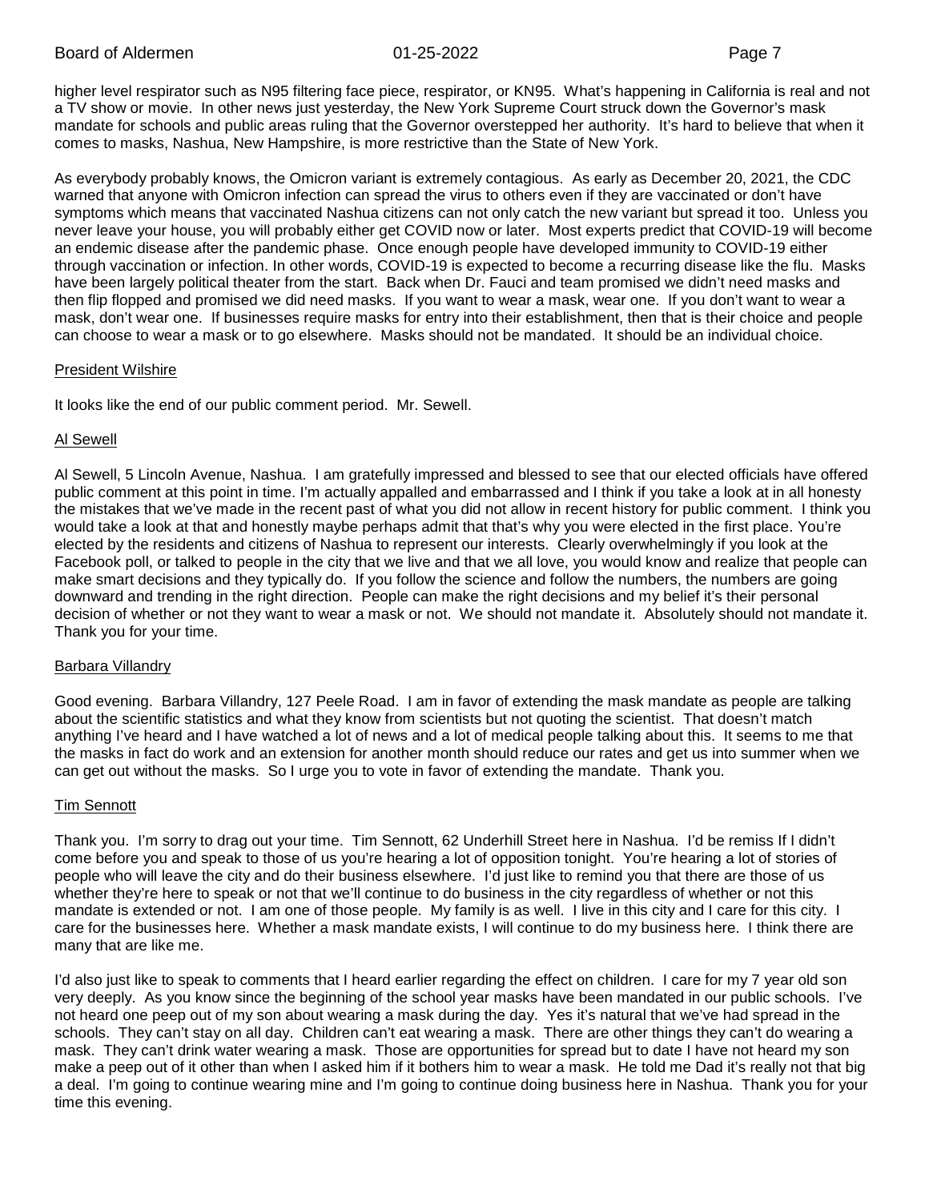higher level respirator such as N95 filtering face piece, respirator, or KN95. What's happening in California is real and not a TV show or movie. In other news just yesterday, the New York Supreme Court struck down the Governor's mask mandate for schools and public areas ruling that the Governor overstepped her authority. It's hard to believe that when it comes to masks, Nashua, New Hampshire, is more restrictive than the State of New York.

As everybody probably knows, the Omicron variant is extremely contagious. As early as December 20, 2021, the CDC warned that anyone with Omicron infection can spread the virus to others even if they are vaccinated or don't have symptoms which means that vaccinated Nashua citizens can not only catch the new variant but spread it too. Unless you never leave your house, you will probably either get COVID now or later. Most experts predict that COVID-19 will become an endemic disease after the pandemic phase. Once enough people have developed immunity to COVID-19 either through vaccination or infection. In other words, COVID-19 is expected to become a recurring disease like the flu. Masks have been largely political theater from the start. Back when Dr. Fauci and team promised we didn't need masks and then flip flopped and promised we did need masks. If you want to wear a mask, wear one. If you don't want to wear a mask, don't wear one. If businesses require masks for entry into their establishment, then that is their choice and people can choose to wear a mask or to go elsewhere. Masks should not be mandated. It should be an individual choice.

<u>President Wilshire</u>

It looks like the end of our public comment period. Mr. Sewell.

<u>Al Sewell</u>

Al Sewell, 5 Lincoln Avenue, Nashua. I am gratefully impressed and blessed to see that our elected officials have offered public comment at this point in time. I'm actually appalled and embarrassed and I think if you take a look at in all honesty the mistakes that we've made in the recent past of what you did not allow in recent history for public comment. I think you would take a look at that and honestly maybe perhaps admit that that's why you were elected in the first place. You're elected by the residents and citizens of Nashua to represent our interests. Clearly overwhelmingly if you look at the Facebook poll, or talked to people in the city that we live and that we all love, you would know and realize that people can make smart decisions and they typically do. If you follow the science and follow the numbers, the numbers are going downward and trending in the right direction. People can make the right decisions and my belief it's their personal decision of whether or not they want to wear a mask or not. We should not mandate it. Absolutely should not mandate it. Thank you for your time.

<u>Barbara Villandry</u>

Good evening. Barbara Villandry, 127 Peele Road. I am in favor of extending the mask mandate as people are talking about the scientific statistics and what they know from scientists but not quoting the scientist. That doesn't match anything I've heard and I have watched a lot of news and a lot of medical people talking about this. It seems to me that the masks in fact do work and an extension for another month should reduce our rates and get us into summer when we can get out without the masks. So I urge you to vote in favor of extending the mandate. Thank you.

<u>Tim Sennott</u>

Thank you. I'm sorry to drag out your time. Tim Sennott, 62 Underhill Street here in Nashua. I'd be remiss If I didn't come before you and speak to those of us you're hearing a lot of opposition tonight. You're hearing a lot of stories of people who will leave the city and do their business elsewhere. I'd just like to remind you that there are those of us whether they're here to speak or not that we'll continue to do business in the city regardless of whether or not this mandate is extended or not. I am one of those people. My family is as well. I live in this city and I care for this city. I care for the businesses here. Whether a mask mandate exists, I will continue to do my business here. I think there are many that are like me.

I'd also just like to speak to comments that I heard earlier regarding the effect on children. I care for my 7 year old son very deeply. As you know since the beginning of the school year masks have been mandated in our public schools. I've not heard one peep out of my son about wearing a mask during the day. Yes it's natural that we've had spread in the schools. They can't stay on all day. Children can't eat wearing a mask. There are other things they can't do wearing a mask. They can't drink water wearing a mask. Those are opportunities for spread but to date I have not heard my son make a peep out of it other than when I asked him if it bothers him to wear a mask. He told me Dad it's really not that big a deal. I'm going to continue wearing mine and I'm going to continue doing business here in Nashua. Thank you for your time this evening.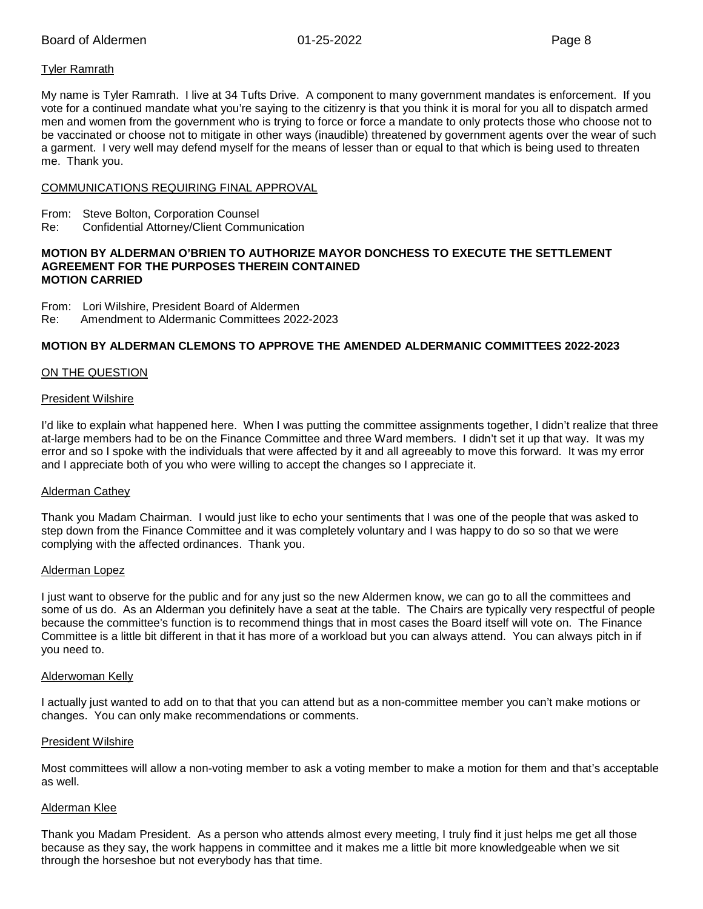Tyler Ramrath

My name is Tyler Ramrath. I live at 34 Tufts Drive. A component to many government mandates is enforcement. If you vote for a continued mandate what you're saying to the citizenry is that you think it is moral for you all to dispatch armed men and women from the government who is trying to force or force a mandate to only protects those who choose not to be vaccinated or choose not to mitigate in other ways (inaudible) threatened by government agents over the wear of such a garment. I very well may defend myself for the means of lesser than or equal to that which is being used to threaten me. Thank you.

COMMUNICATIONS REQUIRING FINAL APPROVAL

From: Steve Bolton, Corporation Counsel
Re: Confidential Attorney/Client Communication

**MOTION BY ALDERMAN O'BRIEN TO AUTHORIZE MAYOR DONCHESS TO EXECUTE THE SETTLEMENT AGREEMENT FOR THE PURPOSES THEREIN CONTAINED**
**MOTION CARRIED**

From: Lori Wilshire, President Board of Aldermen
Re: Amendment to Aldermanic Committees 2022-2023

**MOTION BY ALDERMAN CLEMONS TO APPROVE THE AMENDED ALDERMANIC COMMITTEES 2022-2023**

ON THE QUESTION

President Wilshire

I'd like to explain what happened here. When I was putting the committee assignments together, I didn't realize that three at-large members had to be on the Finance Committee and three Ward members. I didn't set it up that way. It was my error and so I spoke with the individuals that were affected by it and all agreeably to move this forward. It was my error and I appreciate both of you who were willing to accept the changes so I appreciate it.

Alderman Cathey

Thank you Madam Chairman. I would just like to echo your sentiments that I was one of the people that was asked to step down from the Finance Committee and it was completely voluntary and I was happy to do so so that we were complying with the affected ordinances. Thank you.

Alderman Lopez

I just want to observe for the public and for any just so the new Aldermen know, we can go to all the committees and some of us do. As an Alderman you definitely have a seat at the table. The Chairs are typically very respectful of people because the committee's function is to recommend things that in most cases the Board itself will vote on. The Finance Committee is a little bit different in that it has more of a workload but you can always attend. You can always pitch in if you need to.

Alderwoman Kelly

I actually just wanted to add on to that that you can attend but as a non-committee member you can't make motions or changes. You can only make recommendations or comments.

President Wilshire

Most committees will allow a non-voting member to ask a voting member to make a motion for them and that's acceptable as well.

Alderman Klee

Thank you Madam President. As a person who attends almost every meeting, I truly find it just helps me get all those because as they say, the work happens in committee and it makes me a little bit more knowledgeable when we sit through the horseshoe but not everybody has that time.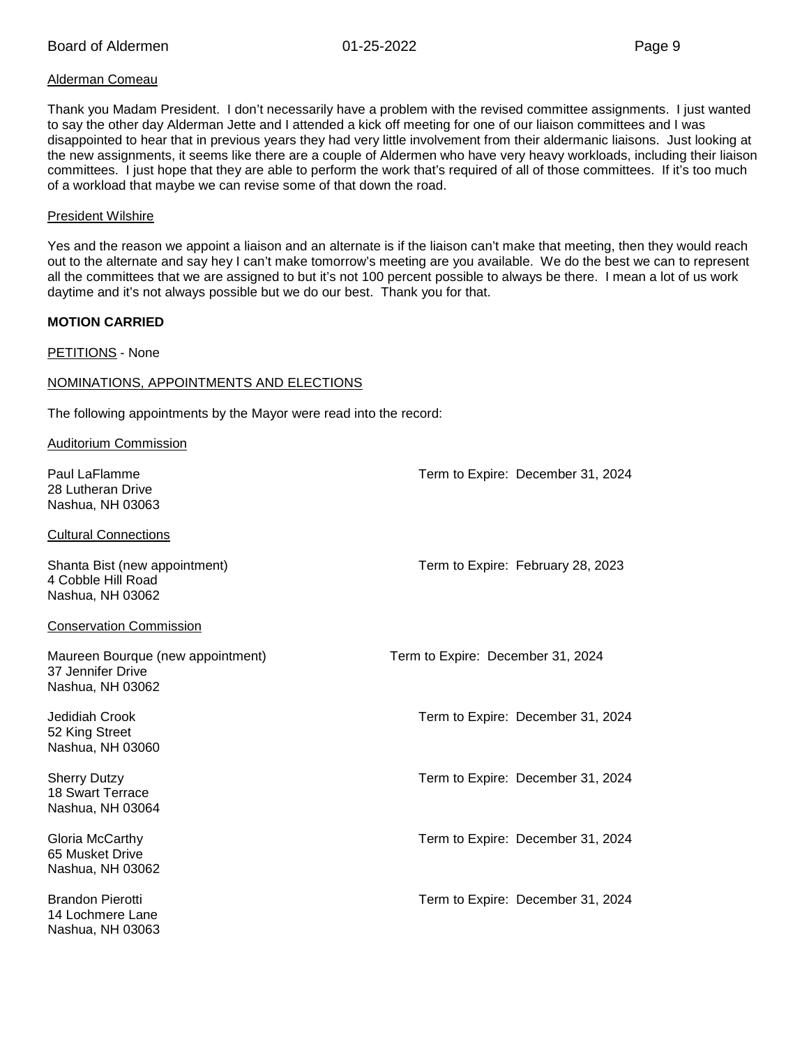Alderman Comeau

Thank you Madam President. I don't necessarily have a problem with the revised committee assignments. I just wanted to say the other day Alderman Jette and I attended a kick off meeting for one of our liaison committees and I was disappointed to hear that in previous years they had very little involvement from their aldermanic liaisons. Just looking at the new assignments, it seems like there are a couple of Aldermen who have very heavy workloads, including their liaison committees. I just hope that they are able to perform the work that's required of all of those committees. If it's too much of a workload that maybe we can revise some of that down the road.

President Wilshire

Yes and the reason we appoint a liaison and an alternate is if the liaison can't make that meeting, then they would reach out to the alternate and say hey I can't make tomorrow's meeting are you available. We do the best we can to represent all the committees that we are assigned to but it's not 100 percent possible to always be there. I mean a lot of us work daytime and it's not always possible but we do our best. Thank you for that.

**MOTION CARRIED**

PETITIONS - None

NOMINATIONS, APPOINTMENTS AND ELECTIONS

The following appointments by the Mayor were read into the record:

Auditorium Commission

Paul LaFlamme — Term to Expire: December 31, 2024
28 Lutheran Drive
Nashua, NH 03063

Cultural Connections

Shanta Bist (new appointment) — Term to Expire: February 28, 2023
4 Cobble Hill Road
Nashua, NH 03062

Conservation Commission

Maureen Bourque (new appointment) — Term to Expire: December 31, 2024
37 Jennifer Drive
Nashua, NH 03062

Jedidiah Crook — Term to Expire: December 31, 2024
52 King Street
Nashua, NH 03060

Sherry Dutzy — Term to Expire: December 31, 2024
18 Swart Terrace
Nashua, NH 03064

Gloria McCarthy — Term to Expire: December 31, 2024
65 Musket Drive
Nashua, NH 03062

Brandon Pierotti — Term to Expire: December 31, 2024
14 Lochmere Lane
Nashua, NH 03063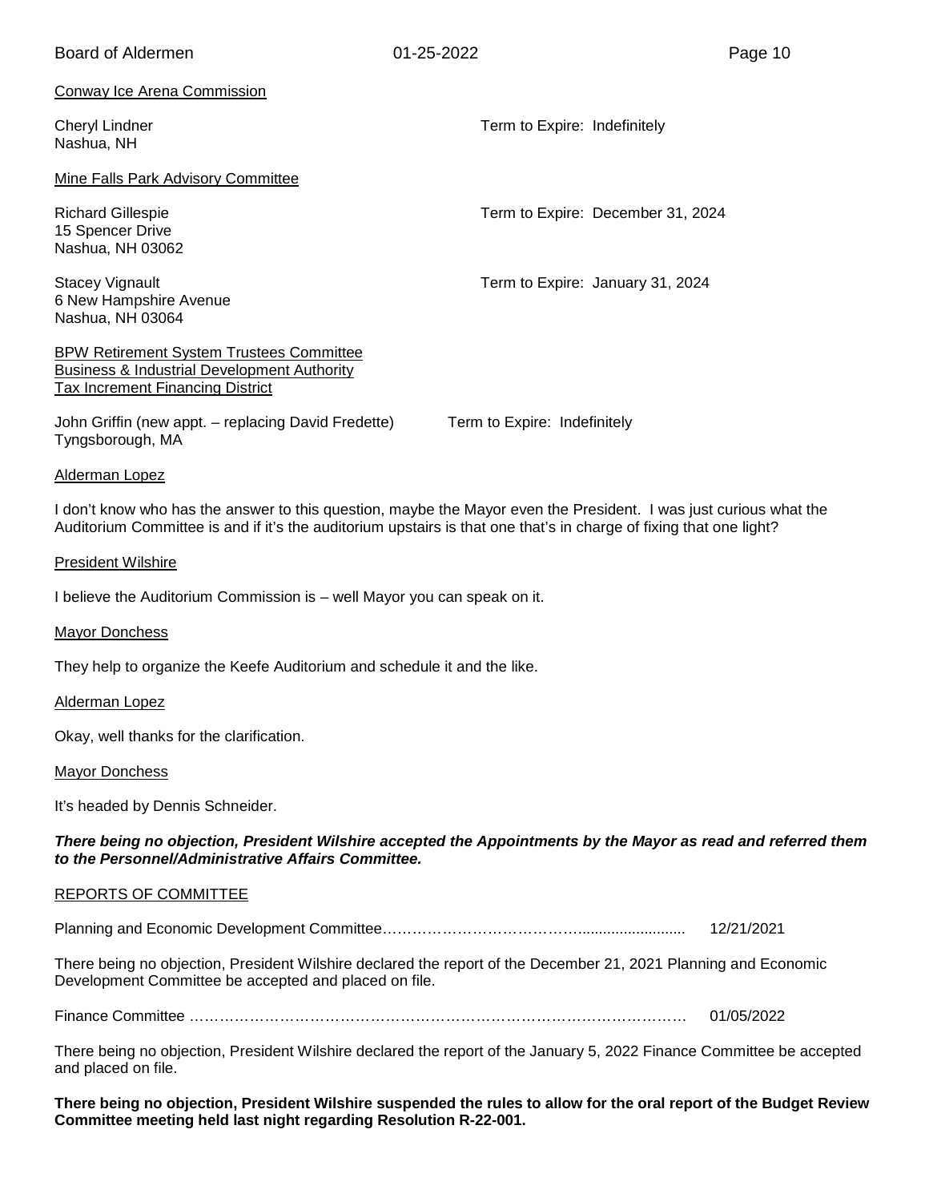<u>Conway Ice Arena Commission</u>

Cheryl Lindner
Nashua, NH

Term to Expire: Indefinitely

<u>Mine Falls Park Advisory Committee</u>

Richard Gillespie
15 Spencer Drive
Nashua, NH 03062

Term to Expire: December 31, 2024

Stacey Vignault
6 New Hampshire Avenue
Nashua, NH 03064

Term to Expire: January 31, 2024

<u>BPW Retirement System Trustees Committee</u>
<u>Business & Industrial Development Authority</u>
<u>Tax Increment Financing District</u>

John Griffin (new appt. – replacing David Fredette)
Tyngsborough, MA

Term to Expire: Indefinitely

<u>Alderman Lopez</u>

I don't know who has the answer to this question, maybe the Mayor even the President. I was just curious what the Auditorium Committee is and if it's the auditorium upstairs is that one that's in charge of fixing that one light?

<u>President Wilshire</u>

I believe the Auditorium Commission is – well Mayor you can speak on it.

<u>Mayor Donchess</u>

They help to organize the Keefe Auditorium and schedule it and the like.

<u>Alderman Lopez</u>

Okay, well thanks for the clarification.

<u>Mayor Donchess</u>

It's headed by Dennis Schneider.

***There being no objection, President Wilshire accepted the Appointments by the Mayor as read and referred them to the Personnel/Administrative Affairs Committee.***

<u>REPORTS OF COMMITTEE</u>

Planning and Economic Development Committee………………………………….......................... 12/21/2021

There being no objection, President Wilshire declared the report of the December 21, 2021 Planning and Economic Development Committee be accepted and placed on file.

Finance Committee ……………………………………………………………………………………… 01/05/2022

There being no objection, President Wilshire declared the report of the January 5, 2022 Finance Committee be accepted and placed on file.

**There being no objection, President Wilshire suspended the rules to allow for the oral report of the Budget Review Committee meeting held last night regarding Resolution R-22-001.**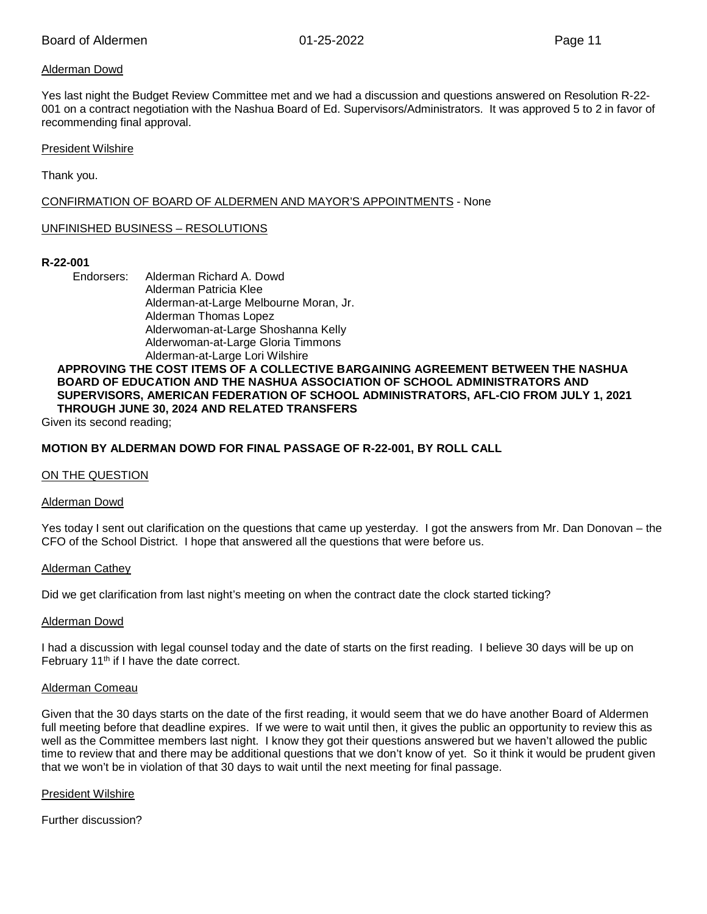Alderman Dowd

Yes last night the Budget Review Committee met and we had a discussion and questions answered on Resolution R-22-001 on a contract negotiation with the Nashua Board of Ed. Supervisors/Administrators. It was approved 5 to 2 in favor of recommending final approval.

President Wilshire

Thank you.

CONFIRMATION OF BOARD OF ALDERMEN AND MAYOR'S APPOINTMENTS - None

UNFINISHED BUSINESS – RESOLUTIONS

**R-22-001**

Endorsers: Alderman Richard A. Dowd
Alderman Patricia Klee
Alderman-at-Large Melbourne Moran, Jr.
Alderman Thomas Lopez
Alderwoman-at-Large Shoshanna Kelly
Alderwoman-at-Large Gloria Timmons
Alderman-at-Large Lori Wilshire

**APPROVING THE COST ITEMS OF A COLLECTIVE BARGAINING AGREEMENT BETWEEN THE NASHUA BOARD OF EDUCATION AND THE NASHUA ASSOCIATION OF SCHOOL ADMINISTRATORS AND SUPERVISORS, AMERICAN FEDERATION OF SCHOOL ADMINISTRATORS, AFL-CIO FROM JULY 1, 2021 THROUGH JUNE 30, 2024 AND RELATED TRANSFERS**

Given its second reading;

**MOTION BY ALDERMAN DOWD FOR FINAL PASSAGE OF R-22-001, BY ROLL CALL**

ON THE QUESTION

Alderman Dowd

Yes today I sent out clarification on the questions that came up yesterday. I got the answers from Mr. Dan Donovan – the CFO of the School District. I hope that answered all the questions that were before us.

Alderman Cathey

Did we get clarification from last night's meeting on when the contract date the clock started ticking?

Alderman Dowd

I had a discussion with legal counsel today and the date of starts on the first reading. I believe 30 days will be up on February 11th if I have the date correct.

Alderman Comeau

Given that the 30 days starts on the date of the first reading, it would seem that we do have another Board of Aldermen full meeting before that deadline expires. If we were to wait until then, it gives the public an opportunity to review this as well as the Committee members last night. I know they got their questions answered but we haven't allowed the public time to review that and there may be additional questions that we don't know of yet. So it think it would be prudent given that we won't be in violation of that 30 days to wait until the next meeting for final passage.

President Wilshire

Further discussion?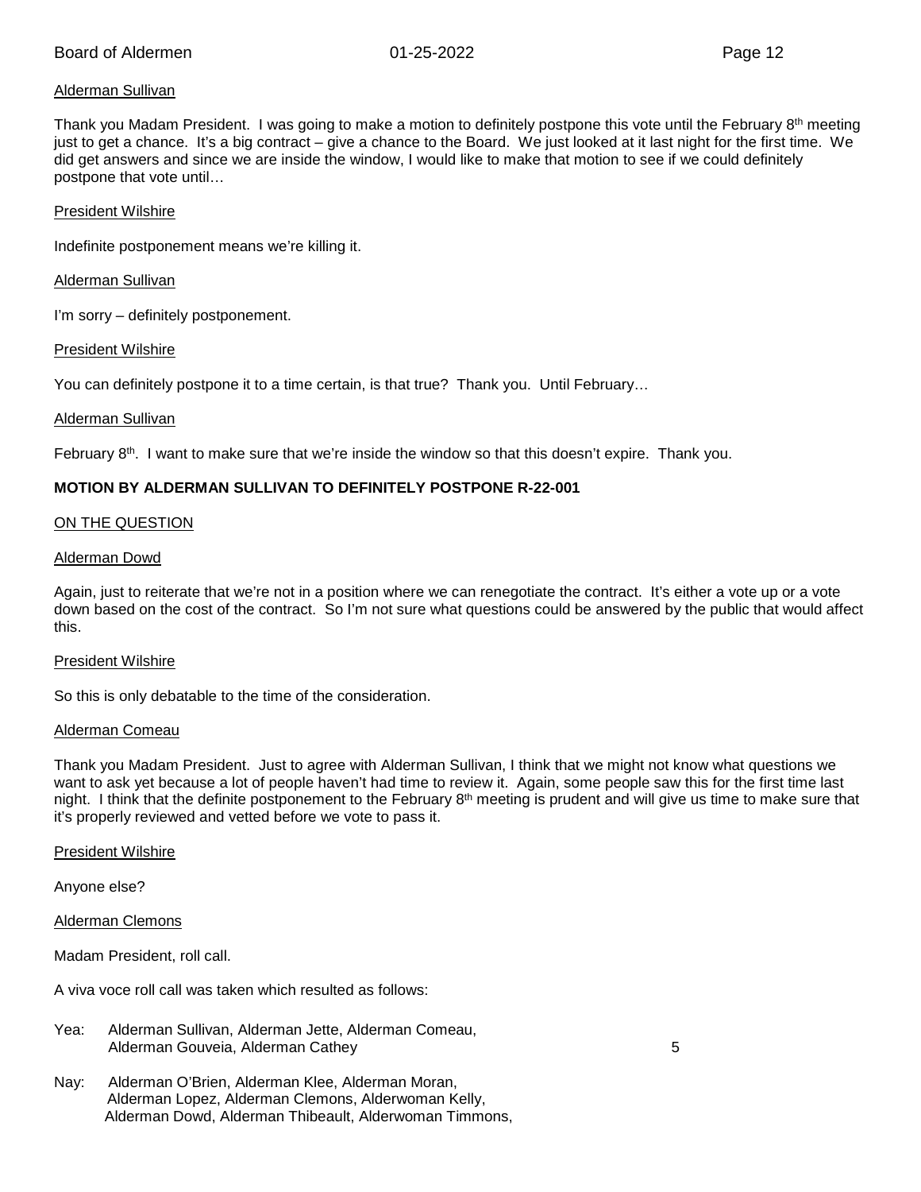Alderman Sullivan

Thank you Madam President. I was going to make a motion to definitely postpone this vote until the February 8th meeting just to get a chance. It's a big contract – give a chance to the Board. We just looked at it last night for the first time. We did get answers and since we are inside the window, I would like to make that motion to see if we could definitely postpone that vote until…

President Wilshire

Indefinite postponement means we're killing it.

Alderman Sullivan

I'm sorry – definitely postponement.

President Wilshire

You can definitely postpone it to a time certain, is that true? Thank you. Until February…

Alderman Sullivan

February 8th. I want to make sure that we're inside the window so that this doesn't expire. Thank you.

**MOTION BY ALDERMAN SULLIVAN TO DEFINITELY POSTPONE R-22-001**

ON THE QUESTION

Alderman Dowd

Again, just to reiterate that we're not in a position where we can renegotiate the contract. It's either a vote up or a vote down based on the cost of the contract. So I'm not sure what questions could be answered by the public that would affect this.

President Wilshire

So this is only debatable to the time of the consideration.

Alderman Comeau

Thank you Madam President. Just to agree with Alderman Sullivan, I think that we might not know what questions we want to ask yet because a lot of people haven't had time to review it. Again, some people saw this for the first time last night. I think that the definite postponement to the February 8th meeting is prudent and will give us time to make sure that it's properly reviewed and vetted before we vote to pass it.

President Wilshire

Anyone else?

Alderman Clemons

Madam President, roll call.

A viva voce roll call was taken which resulted as follows:

Yea: Alderman Sullivan, Alderman Jette, Alderman Comeau, Alderman Gouveia, Alderman Cathey 5

Nay: Alderman O'Brien, Alderman Klee, Alderman Moran, Alderman Lopez, Alderman Clemons, Alderwoman Kelly, Alderman Dowd, Alderman Thibeault, Alderwoman Timmons,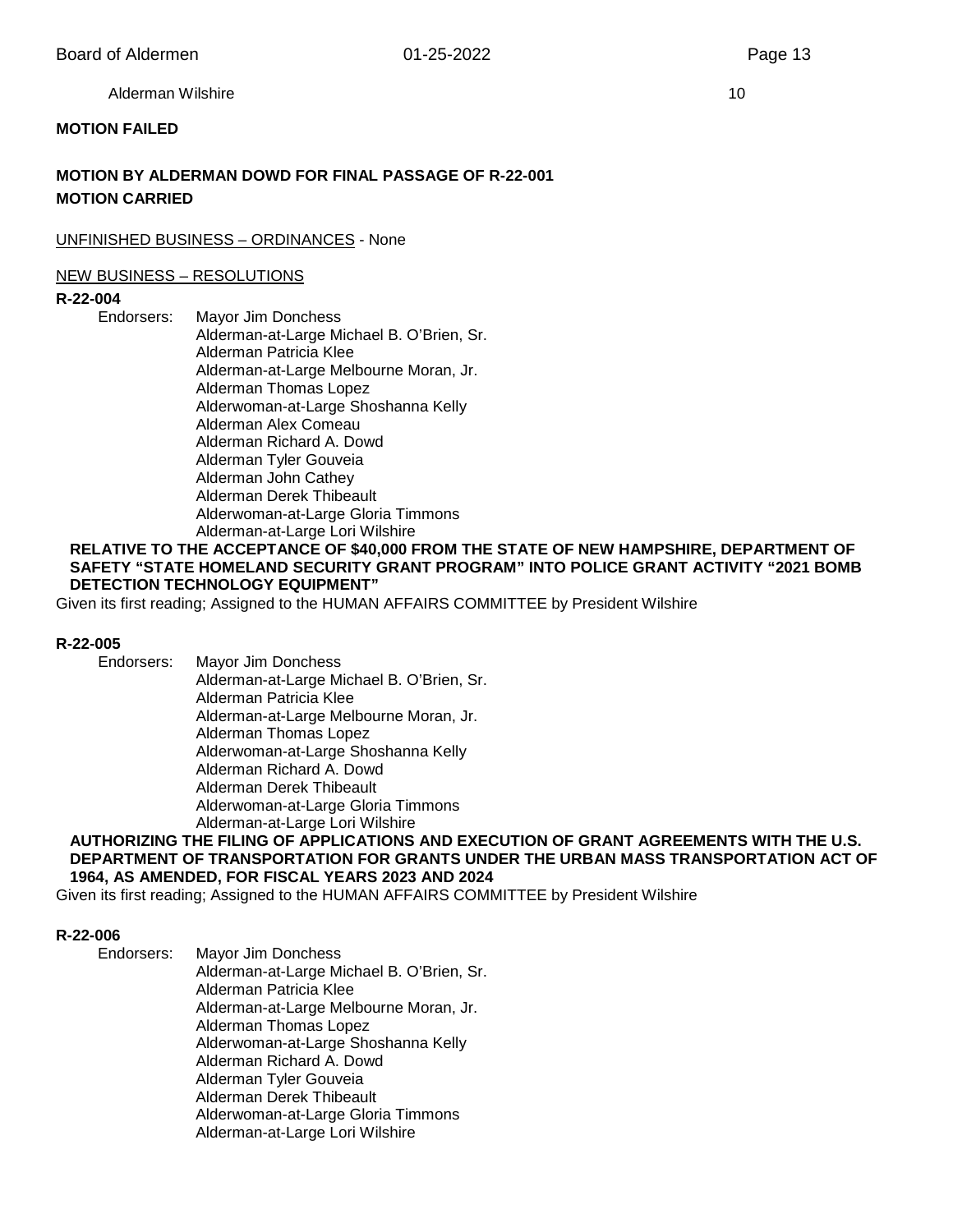Alderman Wilshire 10

**MOTION FAILED**

**MOTION BY ALDERMAN DOWD FOR FINAL PASSAGE OF R-22-001**
**MOTION CARRIED**

UNFINISHED BUSINESS – ORDINANCES - None

NEW BUSINESS – RESOLUTIONS

**R-22-004**

Endorsers: Mayor Jim Donchess
Alderman-at-Large Michael B. O'Brien, Sr.
Alderman Patricia Klee
Alderman-at-Large Melbourne Moran, Jr.
Alderman Thomas Lopez
Alderwoman-at-Large Shoshanna Kelly
Alderman Alex Comeau
Alderman Richard A. Dowd
Alderman Tyler Gouveia
Alderman John Cathey
Alderman Derek Thibeault
Alderwoman-at-Large Gloria Timmons
Alderman-at-Large Lori Wilshire

**RELATIVE TO THE ACCEPTANCE OF $40,000 FROM THE STATE OF NEW HAMPSHIRE, DEPARTMENT OF SAFETY "STATE HOMELAND SECURITY GRANT PROGRAM" INTO POLICE GRANT ACTIVITY "2021 BOMB DETECTION TECHNOLOGY EQUIPMENT"**

Given its first reading; Assigned to the HUMAN AFFAIRS COMMITTEE by President Wilshire

**R-22-005**

Endorsers: Mayor Jim Donchess
Alderman-at-Large Michael B. O'Brien, Sr.
Alderman Patricia Klee
Alderman-at-Large Melbourne Moran, Jr.
Alderman Thomas Lopez
Alderwoman-at-Large Shoshanna Kelly
Alderman Richard A. Dowd
Alderman Derek Thibeault
Alderwoman-at-Large Gloria Timmons
Alderman-at-Large Lori Wilshire

**AUTHORIZING THE FILING OF APPLICATIONS AND EXECUTION OF GRANT AGREEMENTS WITH THE U.S. DEPARTMENT OF TRANSPORTATION FOR GRANTS UNDER THE URBAN MASS TRANSPORTATION ACT OF 1964, AS AMENDED, FOR FISCAL YEARS 2023 AND 2024**

Given its first reading; Assigned to the HUMAN AFFAIRS COMMITTEE by President Wilshire

**R-22-006**

Endorsers: Mayor Jim Donchess
Alderman-at-Large Michael B. O'Brien, Sr.
Alderman Patricia Klee
Alderman-at-Large Melbourne Moran, Jr.
Alderman Thomas Lopez
Alderwoman-at-Large Shoshanna Kelly
Alderman Richard A. Dowd
Alderman Tyler Gouveia
Alderman Derek Thibeault
Alderwoman-at-Large Gloria Timmons
Alderman-at-Large Lori Wilshire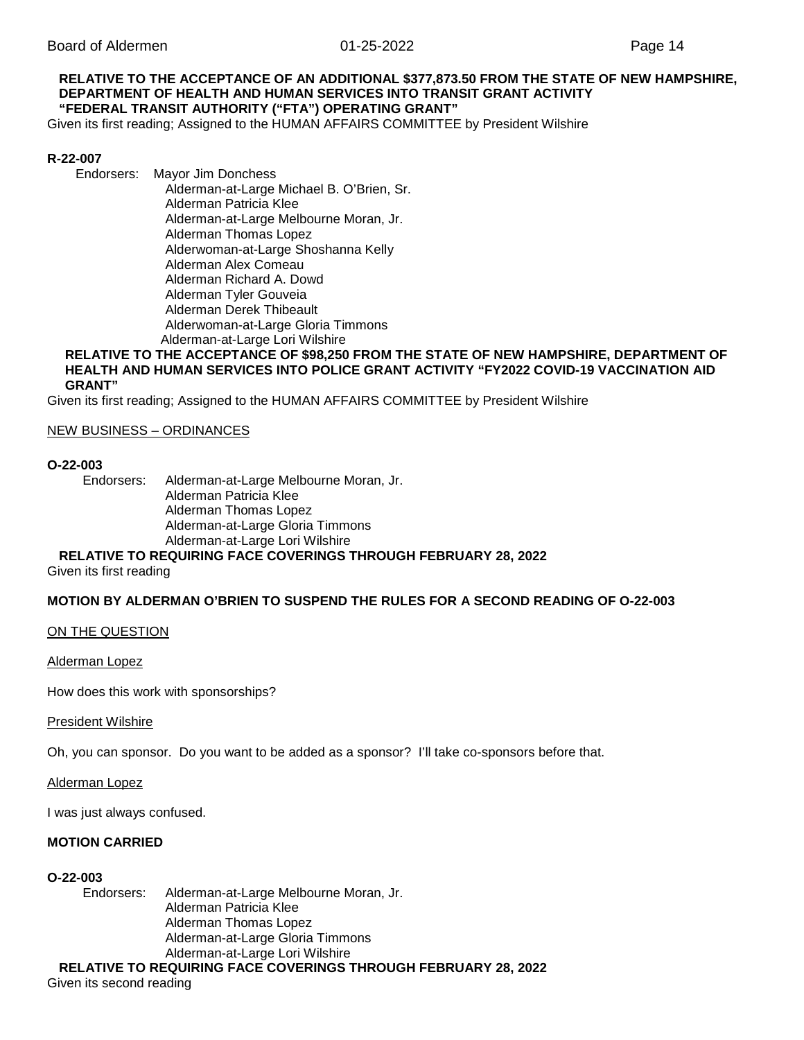**RELATIVE TO THE ACCEPTANCE OF AN ADDITIONAL $377,873.50 FROM THE STATE OF NEW HAMPSHIRE, DEPARTMENT OF HEALTH AND HUMAN SERVICES INTO TRANSIT GRANT ACTIVITY "FEDERAL TRANSIT AUTHORITY ("FTA") OPERATING GRANT"**

Given its first reading; Assigned to the HUMAN AFFAIRS COMMITTEE by President Wilshire

**R-22-007**

Endorsers: Mayor Jim Donchess
Alderman-at-Large Michael B. O'Brien, Sr.
Alderman Patricia Klee
Alderman-at-Large Melbourne Moran, Jr.
Alderman Thomas Lopez
Alderwoman-at-Large Shoshanna Kelly
Alderman Alex Comeau
Alderman Richard A. Dowd
Alderman Tyler Gouveia
Alderman Derek Thibeault
Alderwoman-at-Large Gloria Timmons
Alderman-at-Large Lori Wilshire

**RELATIVE TO THE ACCEPTANCE OF $98,250 FROM THE STATE OF NEW HAMPSHIRE, DEPARTMENT OF HEALTH AND HUMAN SERVICES INTO POLICE GRANT ACTIVITY "FY2022 COVID-19 VACCINATION AID GRANT"**

Given its first reading; Assigned to the HUMAN AFFAIRS COMMITTEE by President Wilshire

NEW BUSINESS – ORDINANCES

**O-22-003**

Endorsers: Alderman-at-Large Melbourne Moran, Jr.
Alderman Patricia Klee
Alderman Thomas Lopez
Alderman-at-Large Gloria Timmons
Alderman-at-Large Lori Wilshire

**RELATIVE TO REQUIRING FACE COVERINGS THROUGH FEBRUARY 28, 2022**

Given its first reading

**MOTION BY ALDERMAN O'BRIEN TO SUSPEND THE RULES FOR A SECOND READING OF O-22-003**

ON THE QUESTION

Alderman Lopez

How does this work with sponsorships?

President Wilshire

Oh, you can sponsor. Do you want to be added as a sponsor? I'll take co-sponsors before that.

Alderman Lopez

I was just always confused.

**MOTION CARRIED**

**O-22-003**

Endorsers: Alderman-at-Large Melbourne Moran, Jr.
Alderman Patricia Klee
Alderman Thomas Lopez
Alderman-at-Large Gloria Timmons
Alderman-at-Large Lori Wilshire

**RELATIVE TO REQUIRING FACE COVERINGS THROUGH FEBRUARY 28, 2022**

Given its second reading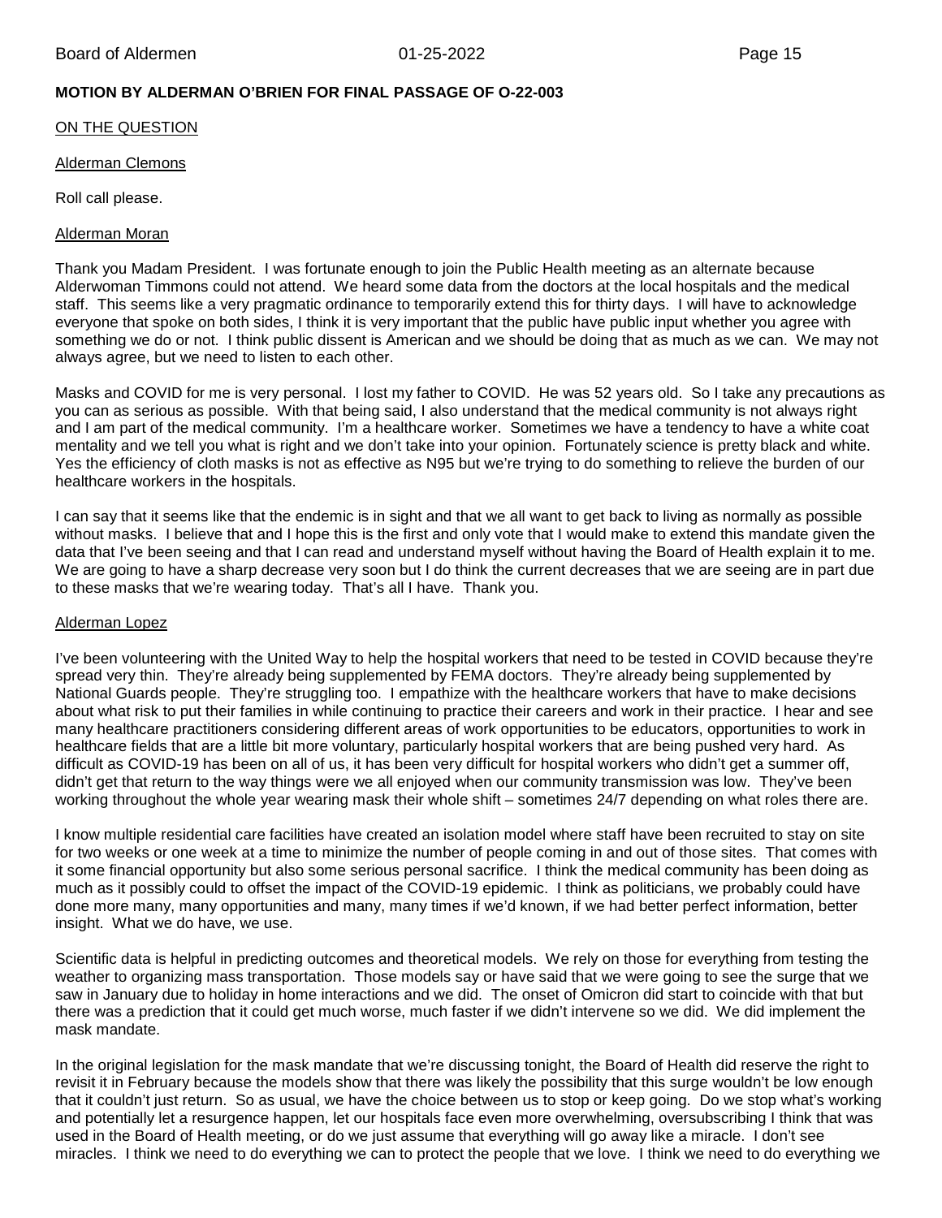**MOTION BY ALDERMAN O'BRIEN FOR FINAL PASSAGE OF O-22-003**

ON THE QUESTION

Alderman Clemons

Roll call please.

Alderman Moran

Thank you Madam President. I was fortunate enough to join the Public Health meeting as an alternate because Alderwoman Timmons could not attend. We heard some data from the doctors at the local hospitals and the medical staff. This seems like a very pragmatic ordinance to temporarily extend this for thirty days. I will have to acknowledge everyone that spoke on both sides, I think it is very important that the public have public input whether you agree with something we do or not. I think public dissent is American and we should be doing that as much as we can. We may not always agree, but we need to listen to each other.

Masks and COVID for me is very personal. I lost my father to COVID. He was 52 years old. So I take any precautions as you can as serious as possible. With that being said, I also understand that the medical community is not always right and I am part of the medical community. I'm a healthcare worker. Sometimes we have a tendency to have a white coat mentality and we tell you what is right and we don't take into your opinion. Fortunately science is pretty black and white. Yes the efficiency of cloth masks is not as effective as N95 but we're trying to do something to relieve the burden of our healthcare workers in the hospitals.

I can say that it seems like that the endemic is in sight and that we all want to get back to living as normally as possible without masks. I believe that and I hope this is the first and only vote that I would make to extend this mandate given the data that I've been seeing and that I can read and understand myself without having the Board of Health explain it to me. We are going to have a sharp decrease very soon but I do think the current decreases that we are seeing are in part due to these masks that we're wearing today. That's all I have. Thank you.

Alderman Lopez

I've been volunteering with the United Way to help the hospital workers that need to be tested in COVID because they're spread very thin. They're already being supplemented by FEMA doctors. They're already being supplemented by National Guards people. They're struggling too. I empathize with the healthcare workers that have to make decisions about what risk to put their families in while continuing to practice their careers and work in their practice. I hear and see many healthcare practitioners considering different areas of work opportunities to be educators, opportunities to work in healthcare fields that are a little bit more voluntary, particularly hospital workers that are being pushed very hard. As difficult as COVID-19 has been on all of us, it has been very difficult for hospital workers who didn't get a summer off, didn't get that return to the way things were we all enjoyed when our community transmission was low. They've been working throughout the whole year wearing mask their whole shift – sometimes 24/7 depending on what roles there are.

I know multiple residential care facilities have created an isolation model where staff have been recruited to stay on site for two weeks or one week at a time to minimize the number of people coming in and out of those sites. That comes with it some financial opportunity but also some serious personal sacrifice. I think the medical community has been doing as much as it possibly could to offset the impact of the COVID-19 epidemic. I think as politicians, we probably could have done more many, many opportunities and many, many times if we'd known, if we had better perfect information, better insight. What we do have, we use.

Scientific data is helpful in predicting outcomes and theoretical models. We rely on those for everything from testing the weather to organizing mass transportation. Those models say or have said that we were going to see the surge that we saw in January due to holiday in home interactions and we did. The onset of Omicron did start to coincide with that but there was a prediction that it could get much worse, much faster if we didn't intervene so we did. We did implement the mask mandate.

In the original legislation for the mask mandate that we're discussing tonight, the Board of Health did reserve the right to revisit it in February because the models show that there was likely the possibility that this surge wouldn't be low enough that it couldn't just return. So as usual, we have the choice between us to stop or keep going. Do we stop what's working and potentially let a resurgence happen, let our hospitals face even more overwhelming, oversubscribing I think that was used in the Board of Health meeting, or do we just assume that everything will go away like a miracle. I don't see miracles. I think we need to do everything we can to protect the people that we love. I think we need to do everything we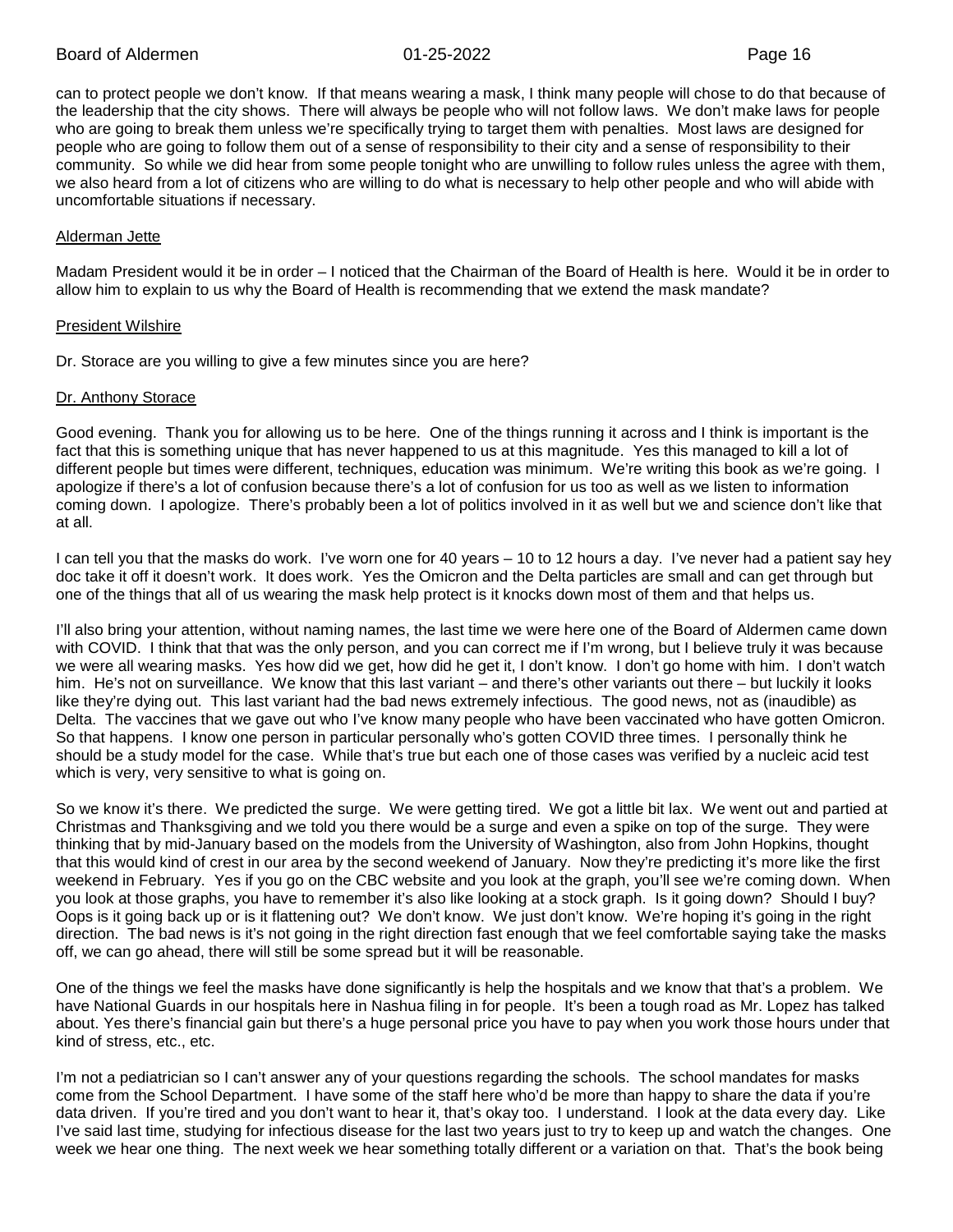can to protect people we don't know. If that means wearing a mask, I think many people will chose to do that because of the leadership that the city shows. There will always be people who will not follow laws. We don't make laws for people who are going to break them unless we're specifically trying to target them with penalties. Most laws are designed for people who are going to follow them out of a sense of responsibility to their city and a sense of responsibility to their community. So while we did hear from some people tonight who are unwilling to follow rules unless the agree with them, we also heard from a lot of citizens who are willing to do what is necessary to help other people and who will abide with uncomfortable situations if necessary.

Alderman Jette

Madam President would it be in order – I noticed that the Chairman of the Board of Health is here. Would it be in order to allow him to explain to us why the Board of Health is recommending that we extend the mask mandate?

President Wilshire

Dr. Storace are you willing to give a few minutes since you are here?

Dr. Anthony Storace

Good evening. Thank you for allowing us to be here. One of the things running it across and I think is important is the fact that this is something unique that has never happened to us at this magnitude. Yes this managed to kill a lot of different people but times were different, techniques, education was minimum. We're writing this book as we're going. I apologize if there's a lot of confusion because there's a lot of confusion for us too as well as we listen to information coming down. I apologize. There's probably been a lot of politics involved in it as well but we and science don't like that at all.

I can tell you that the masks do work. I've worn one for 40 years – 10 to 12 hours a day. I've never had a patient say hey doc take it off it doesn't work. It does work. Yes the Omicron and the Delta particles are small and can get through but one of the things that all of us wearing the mask help protect is it knocks down most of them and that helps us.

I'll also bring your attention, without naming names, the last time we were here one of the Board of Aldermen came down with COVID. I think that that was the only person, and you can correct me if I'm wrong, but I believe truly it was because we were all wearing masks. Yes how did we get, how did he get it, I don't know. I don't go home with him. I don't watch him. He's not on surveillance. We know that this last variant – and there's other variants out there – but luckily it looks like they're dying out. This last variant had the bad news extremely infectious. The good news, not as (inaudible) as Delta. The vaccines that we gave out who I've know many people who have been vaccinated who have gotten Omicron. So that happens. I know one person in particular personally who's gotten COVID three times. I personally think he should be a study model for the case. While that's true but each one of those cases was verified by a nucleic acid test which is very, very sensitive to what is going on.

So we know it's there. We predicted the surge. We were getting tired. We got a little bit lax. We went out and partied at Christmas and Thanksgiving and we told you there would be a surge and even a spike on top of the surge. They were thinking that by mid-January based on the models from the University of Washington, also from John Hopkins, thought that this would kind of crest in our area by the second weekend of January. Now they're predicting it's more like the first weekend in February. Yes if you go on the CBC website and you look at the graph, you'll see we're coming down. When you look at those graphs, you have to remember it's also like looking at a stock graph. Is it going down? Should I buy? Oops is it going back up or is it flattening out? We don't know. We just don't know. We're hoping it's going in the right direction. The bad news is it's not going in the right direction fast enough that we feel comfortable saying take the masks off, we can go ahead, there will still be some spread but it will be reasonable.

One of the things we feel the masks have done significantly is help the hospitals and we know that that's a problem. We have National Guards in our hospitals here in Nashua filing in for people. It's been a tough road as Mr. Lopez has talked about. Yes there's financial gain but there's a huge personal price you have to pay when you work those hours under that kind of stress, etc., etc.

I'm not a pediatrician so I can't answer any of your questions regarding the schools. The school mandates for masks come from the School Department. I have some of the staff here who'd be more than happy to share the data if you're data driven. If you're tired and you don't want to hear it, that's okay too. I understand. I look at the data every day. Like I've said last time, studying for infectious disease for the last two years just to try to keep up and watch the changes. One week we hear one thing. The next week we hear something totally different or a variation on that. That's the book being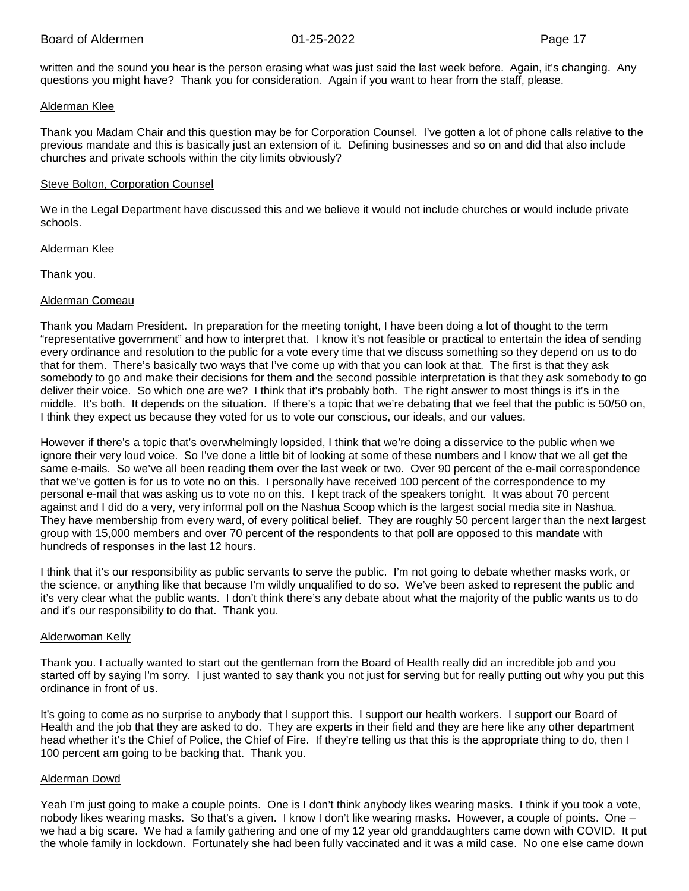written and the sound you hear is the person erasing what was just said the last week before. Again, it's changing. Any questions you might have? Thank you for consideration. Again if you want to hear from the staff, please.

Alderman Klee

Thank you Madam Chair and this question may be for Corporation Counsel. I've gotten a lot of phone calls relative to the previous mandate and this is basically just an extension of it. Defining businesses and so on and did that also include churches and private schools within the city limits obviously?

Steve Bolton, Corporation Counsel

We in the Legal Department have discussed this and we believe it would not include churches or would include private schools.

Alderman Klee

Thank you.

Alderman Comeau

Thank you Madam President. In preparation for the meeting tonight, I have been doing a lot of thought to the term "representative government" and how to interpret that. I know it's not feasible or practical to entertain the idea of sending every ordinance and resolution to the public for a vote every time that we discuss something so they depend on us to do that for them. There's basically two ways that I've come up with that you can look at that. The first is that they ask somebody to go and make their decisions for them and the second possible interpretation is that they ask somebody to go deliver their voice. So which one are we? I think that it's probably both. The right answer to most things is it's in the middle. It's both. It depends on the situation. If there's a topic that we're debating that we feel that the public is 50/50 on, I think they expect us because they voted for us to vote our conscious, our ideals, and our values.

However if there's a topic that's overwhelmingly lopsided, I think that we're doing a disservice to the public when we ignore their very loud voice. So I've done a little bit of looking at some of these numbers and I know that we all get the same e-mails. So we've all been reading them over the last week or two. Over 90 percent of the e-mail correspondence that we've gotten is for us to vote no on this. I personally have received 100 percent of the correspondence to my personal e-mail that was asking us to vote no on this. I kept track of the speakers tonight. It was about 70 percent against and I did do a very, very informal poll on the Nashua Scoop which is the largest social media site in Nashua. They have membership from every ward, of every political belief. They are roughly 50 percent larger than the next largest group with 15,000 members and over 70 percent of the respondents to that poll are opposed to this mandate with hundreds of responses in the last 12 hours.

I think that it's our responsibility as public servants to serve the public. I'm not going to debate whether masks work, or the science, or anything like that because I'm wildly unqualified to do so. We've been asked to represent the public and it's very clear what the public wants. I don't think there's any debate about what the majority of the public wants us to do and it's our responsibility to do that. Thank you.

Alderwoman Kelly

Thank you. I actually wanted to start out the gentleman from the Board of Health really did an incredible job and you started off by saying I'm sorry. I just wanted to say thank you not just for serving but for really putting out why you put this ordinance in front of us.

It's going to come as no surprise to anybody that I support this. I support our health workers. I support our Board of Health and the job that they are asked to do. They are experts in their field and they are here like any other department head whether it's the Chief of Police, the Chief of Fire. If they're telling us that this is the appropriate thing to do, then I 100 percent am going to be backing that. Thank you.

Alderman Dowd

Yeah I'm just going to make a couple points. One is I don't think anybody likes wearing masks. I think if you took a vote, nobody likes wearing masks. So that's a given. I know I don't like wearing masks. However, a couple of points. One – we had a big scare. We had a family gathering and one of my 12 year old granddaughters came down with COVID. It put the whole family in lockdown. Fortunately she had been fully vaccinated and it was a mild case. No one else came down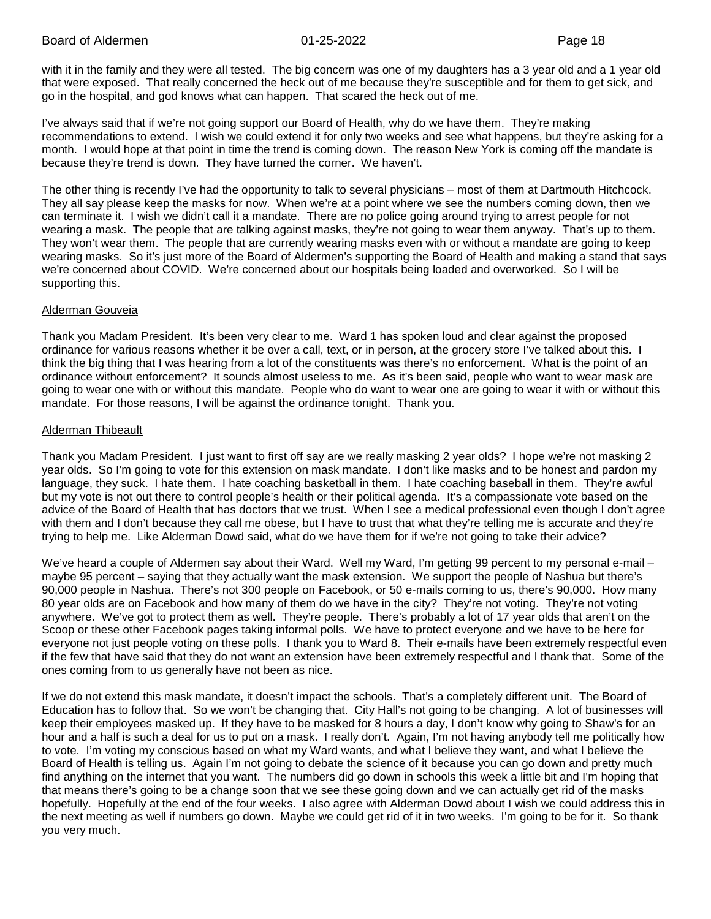with it in the family and they were all tested. The big concern was one of my daughters has a 3 year old and a 1 year old that were exposed. That really concerned the heck out of me because they're susceptible and for them to get sick, and go in the hospital, and god knows what can happen. That scared the heck out of me.

I've always said that if we're not going support our Board of Health, why do we have them. They're making recommendations to extend. I wish we could extend it for only two weeks and see what happens, but they're asking for a month. I would hope at that point in time the trend is coming down. The reason New York is coming off the mandate is because they're trend is down. They have turned the corner. We haven't.

The other thing is recently I've had the opportunity to talk to several physicians – most of them at Dartmouth Hitchcock. They all say please keep the masks for now. When we're at a point where we see the numbers coming down, then we can terminate it. I wish we didn't call it a mandate. There are no police going around trying to arrest people for not wearing a mask. The people that are talking against masks, they're not going to wear them anyway. That's up to them. They won't wear them. The people that are currently wearing masks even with or without a mandate are going to keep wearing masks. So it's just more of the Board of Aldermen's supporting the Board of Health and making a stand that says we're concerned about COVID. We're concerned about our hospitals being loaded and overworked. So I will be supporting this.

Alderman Gouveia

Thank you Madam President. It's been very clear to me. Ward 1 has spoken loud and clear against the proposed ordinance for various reasons whether it be over a call, text, or in person, at the grocery store I've talked about this. I think the big thing that I was hearing from a lot of the constituents was there's no enforcement. What is the point of an ordinance without enforcement? It sounds almost useless to me. As it's been said, people who want to wear mask are going to wear one with or without this mandate. People who do want to wear one are going to wear it with or without this mandate. For those reasons, I will be against the ordinance tonight. Thank you.

Alderman Thibeault

Thank you Madam President. I just want to first off say are we really masking 2 year olds? I hope we're not masking 2 year olds. So I'm going to vote for this extension on mask mandate. I don't like masks and to be honest and pardon my language, they suck. I hate them. I hate coaching basketball in them. I hate coaching baseball in them. They're awful but my vote is not out there to control people's health or their political agenda. It's a compassionate vote based on the advice of the Board of Health that has doctors that we trust. When I see a medical professional even though I don't agree with them and I don't because they call me obese, but I have to trust that what they're telling me is accurate and they're trying to help me. Like Alderman Dowd said, what do we have them for if we're not going to take their advice?

We've heard a couple of Aldermen say about their Ward. Well my Ward, I'm getting 99 percent to my personal e-mail – maybe 95 percent – saying that they actually want the mask extension. We support the people of Nashua but there's 90,000 people in Nashua. There's not 300 people on Facebook, or 50 e-mails coming to us, there's 90,000. How many 80 year olds are on Facebook and how many of them do we have in the city? They're not voting. They're not voting anywhere. We've got to protect them as well. They're people. There's probably a lot of 17 year olds that aren't on the Scoop or these other Facebook pages taking informal polls. We have to protect everyone and we have to be here for everyone not just people voting on these polls. I thank you to Ward 8. Their e-mails have been extremely respectful even if the few that have said that they do not want an extension have been extremely respectful and I thank that. Some of the ones coming from to us generally have not been as nice.

If we do not extend this mask mandate, it doesn't impact the schools. That's a completely different unit. The Board of Education has to follow that. So we won't be changing that. City Hall's not going to be changing. A lot of businesses will keep their employees masked up. If they have to be masked for 8 hours a day, I don't know why going to Shaw's for an hour and a half is such a deal for us to put on a mask. I really don't. Again, I'm not having anybody tell me politically how to vote. I'm voting my conscious based on what my Ward wants, and what I believe they want, and what I believe the Board of Health is telling us. Again I'm not going to debate the science of it because you can go down and pretty much find anything on the internet that you want. The numbers did go down in schools this week a little bit and I'm hoping that that means there's going to be a change soon that we see these going down and we can actually get rid of the masks hopefully. Hopefully at the end of the four weeks. I also agree with Alderman Dowd about I wish we could address this in the next meeting as well if numbers go down. Maybe we could get rid of it in two weeks. I'm going to be for it. So thank you very much.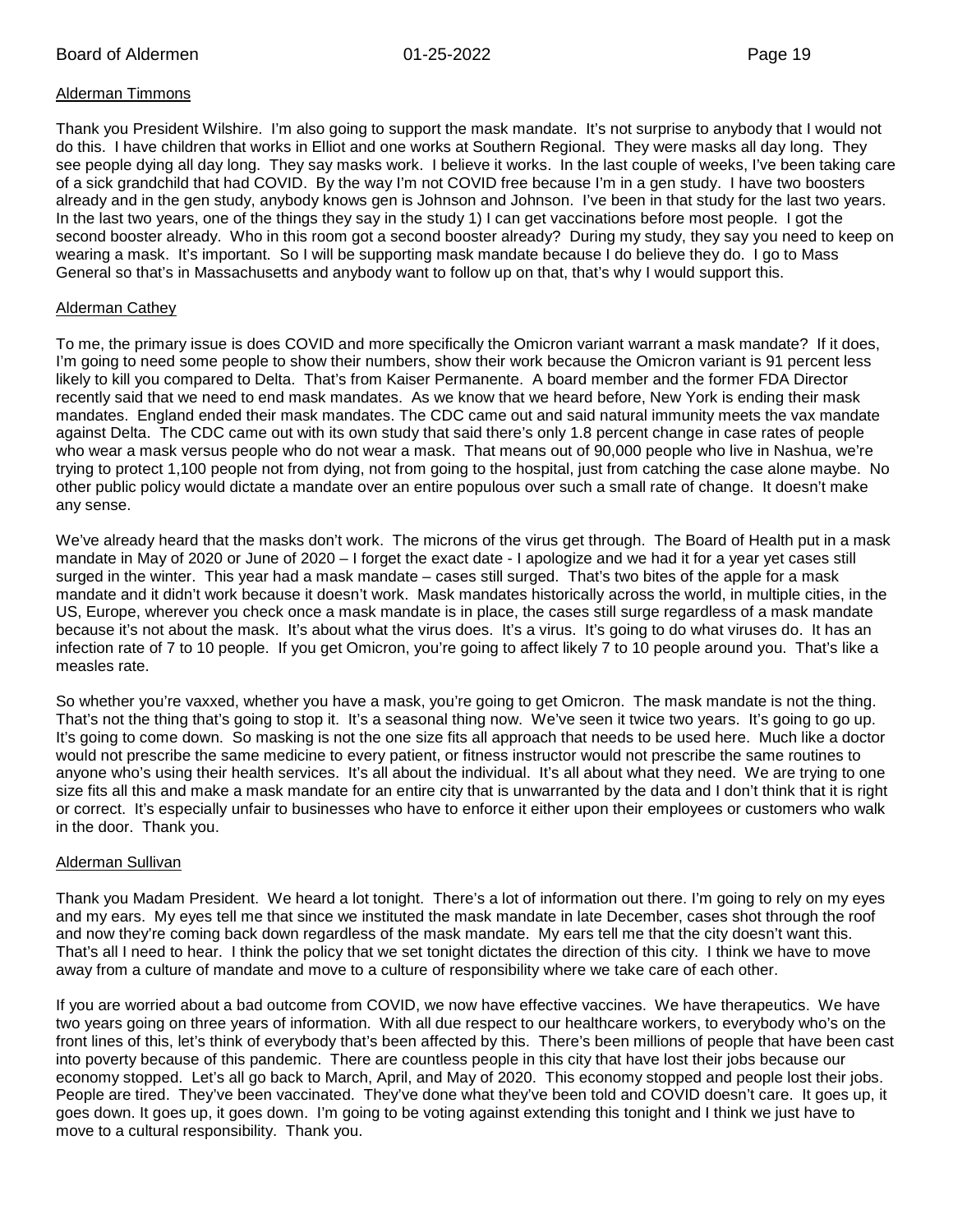Alderman Timmons

Thank you President Wilshire. I'm also going to support the mask mandate. It's not surprise to anybody that I would not do this. I have children that works in Elliot and one works at Southern Regional. They were masks all day long. They see people dying all day long. They say masks work. I believe it works. In the last couple of weeks, I've been taking care of a sick grandchild that had COVID. By the way I'm not COVID free because I'm in a gen study. I have two boosters already and in the gen study, anybody knows gen is Johnson and Johnson. I've been in that study for the last two years. In the last two years, one of the things they say in the study 1) I can get vaccinations before most people. I got the second booster already. Who in this room got a second booster already? During my study, they say you need to keep on wearing a mask. It's important. So I will be supporting mask mandate because I do believe they do. I go to Mass General so that's in Massachusetts and anybody want to follow up on that, that's why I would support this.

Alderman Cathey

To me, the primary issue is does COVID and more specifically the Omicron variant warrant a mask mandate? If it does, I'm going to need some people to show their numbers, show their work because the Omicron variant is 91 percent less likely to kill you compared to Delta. That's from Kaiser Permanente. A board member and the former FDA Director recently said that we need to end mask mandates. As we know that we heard before, New York is ending their mask mandates. England ended their mask mandates. The CDC came out and said natural immunity meets the vax mandate against Delta. The CDC came out with its own study that said there's only 1.8 percent change in case rates of people who wear a mask versus people who do not wear a mask. That means out of 90,000 people who live in Nashua, we're trying to protect 1,100 people not from dying, not from going to the hospital, just from catching the case alone maybe. No other public policy would dictate a mandate over an entire populous over such a small rate of change. It doesn't make any sense.

We've already heard that the masks don't work. The microns of the virus get through. The Board of Health put in a mask mandate in May of 2020 or June of 2020 – I forget the exact date - I apologize and we had it for a year yet cases still surged in the winter. This year had a mask mandate – cases still surged. That's two bites of the apple for a mask mandate and it didn't work because it doesn't work. Mask mandates historically across the world, in multiple cities, in the US, Europe, wherever you check once a mask mandate is in place, the cases still surge regardless of a mask mandate because it's not about the mask. It's about what the virus does. It's a virus. It's going to do what viruses do. It has an infection rate of 7 to 10 people. If you get Omicron, you're going to affect likely 7 to 10 people around you. That's like a measles rate.

So whether you're vaxxed, whether you have a mask, you're going to get Omicron. The mask mandate is not the thing. That's not the thing that's going to stop it. It's a seasonal thing now. We've seen it twice two years. It's going to go up. It's going to come down. So masking is not the one size fits all approach that needs to be used here. Much like a doctor would not prescribe the same medicine to every patient, or fitness instructor would not prescribe the same routines to anyone who's using their health services. It's all about the individual. It's all about what they need. We are trying to one size fits all this and make a mask mandate for an entire city that is unwarranted by the data and I don't think that it is right or correct. It's especially unfair to businesses who have to enforce it either upon their employees or customers who walk in the door. Thank you.

Alderman Sullivan

Thank you Madam President. We heard a lot tonight. There's a lot of information out there. I'm going to rely on my eyes and my ears. My eyes tell me that since we instituted the mask mandate in late December, cases shot through the roof and now they're coming back down regardless of the mask mandate. My ears tell me that the city doesn't want this. That's all I need to hear. I think the policy that we set tonight dictates the direction of this city. I think we have to move away from a culture of mandate and move to a culture of responsibility where we take care of each other.

If you are worried about a bad outcome from COVID, we now have effective vaccines. We have therapeutics. We have two years going on three years of information. With all due respect to our healthcare workers, to everybody who's on the front lines of this, let's think of everybody that's been affected by this. There's been millions of people that have been cast into poverty because of this pandemic. There are countless people in this city that have lost their jobs because our economy stopped. Let's all go back to March, April, and May of 2020. This economy stopped and people lost their jobs. People are tired. They've been vaccinated. They've done what they've been told and COVID doesn't care. It goes up, it goes down. It goes up, it goes down. I'm going to be voting against extending this tonight and I think we just have to move to a cultural responsibility. Thank you.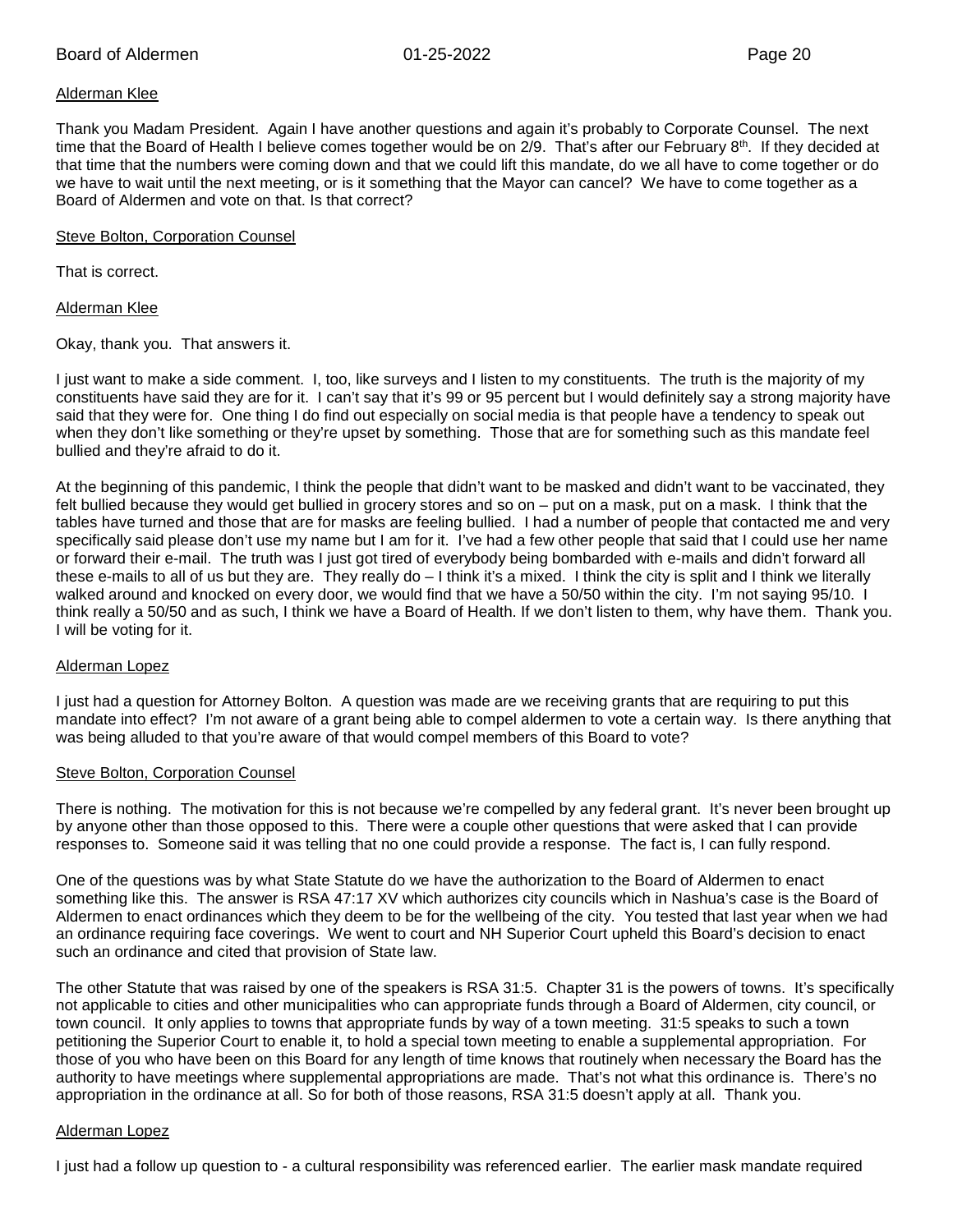Alderman Klee

Thank you Madam President. Again I have another questions and again it's probably to Corporate Counsel. The next time that the Board of Health I believe comes together would be on 2/9. That's after our February 8th. If they decided at that time that the numbers were coming down and that we could lift this mandate, do we all have to come together or do we have to wait until the next meeting, or is it something that the Mayor can cancel? We have to come together as a Board of Aldermen and vote on that. Is that correct?

Steve Bolton, Corporation Counsel

That is correct.

Alderman Klee

Okay, thank you. That answers it.

I just want to make a side comment. I, too, like surveys and I listen to my constituents. The truth is the majority of my constituents have said they are for it. I can't say that it's 99 or 95 percent but I would definitely say a strong majority have said that they were for. One thing I do find out especially on social media is that people have a tendency to speak out when they don't like something or they're upset by something. Those that are for something such as this mandate feel bullied and they're afraid to do it.

At the beginning of this pandemic, I think the people that didn't want to be masked and didn't want to be vaccinated, they felt bullied because they would get bullied in grocery stores and so on – put on a mask, put on a mask. I think that the tables have turned and those that are for masks are feeling bullied. I had a number of people that contacted me and very specifically said please don't use my name but I am for it. I've had a few other people that said that I could use her name or forward their e-mail. The truth was I just got tired of everybody being bombarded with e-mails and didn't forward all these e-mails to all of us but they are. They really do – I think it's a mixed. I think the city is split and I think we literally walked around and knocked on every door, we would find that we have a 50/50 within the city. I'm not saying 95/10. I think really a 50/50 and as such, I think we have a Board of Health. If we don't listen to them, why have them. Thank you. I will be voting for it.

Alderman Lopez

I just had a question for Attorney Bolton. A question was made are we receiving grants that are requiring to put this mandate into effect? I'm not aware of a grant being able to compel aldermen to vote a certain way. Is there anything that was being alluded to that you're aware of that would compel members of this Board to vote?

Steve Bolton, Corporation Counsel

There is nothing. The motivation for this is not because we're compelled by any federal grant. It's never been brought up by anyone other than those opposed to this. There were a couple other questions that were asked that I can provide responses to. Someone said it was telling that no one could provide a response. The fact is, I can fully respond.

One of the questions was by what State Statute do we have the authorization to the Board of Aldermen to enact something like this. The answer is RSA 47:17 XV which authorizes city councils which in Nashua's case is the Board of Aldermen to enact ordinances which they deem to be for the wellbeing of the city. You tested that last year when we had an ordinance requiring face coverings. We went to court and NH Superior Court upheld this Board's decision to enact such an ordinance and cited that provision of State law.

The other Statute that was raised by one of the speakers is RSA 31:5. Chapter 31 is the powers of towns. It's specifically not applicable to cities and other municipalities who can appropriate funds through a Board of Aldermen, city council, or town council. It only applies to towns that appropriate funds by way of a town meeting. 31:5 speaks to such a town petitioning the Superior Court to enable it, to hold a special town meeting to enable a supplemental appropriation. For those of you who have been on this Board for any length of time knows that routinely when necessary the Board has the authority to have meetings where supplemental appropriations are made. That's not what this ordinance is. There's no appropriation in the ordinance at all. So for both of those reasons, RSA 31:5 doesn't apply at all. Thank you.

Alderman Lopez

I just had a follow up question to - a cultural responsibility was referenced earlier. The earlier mask mandate required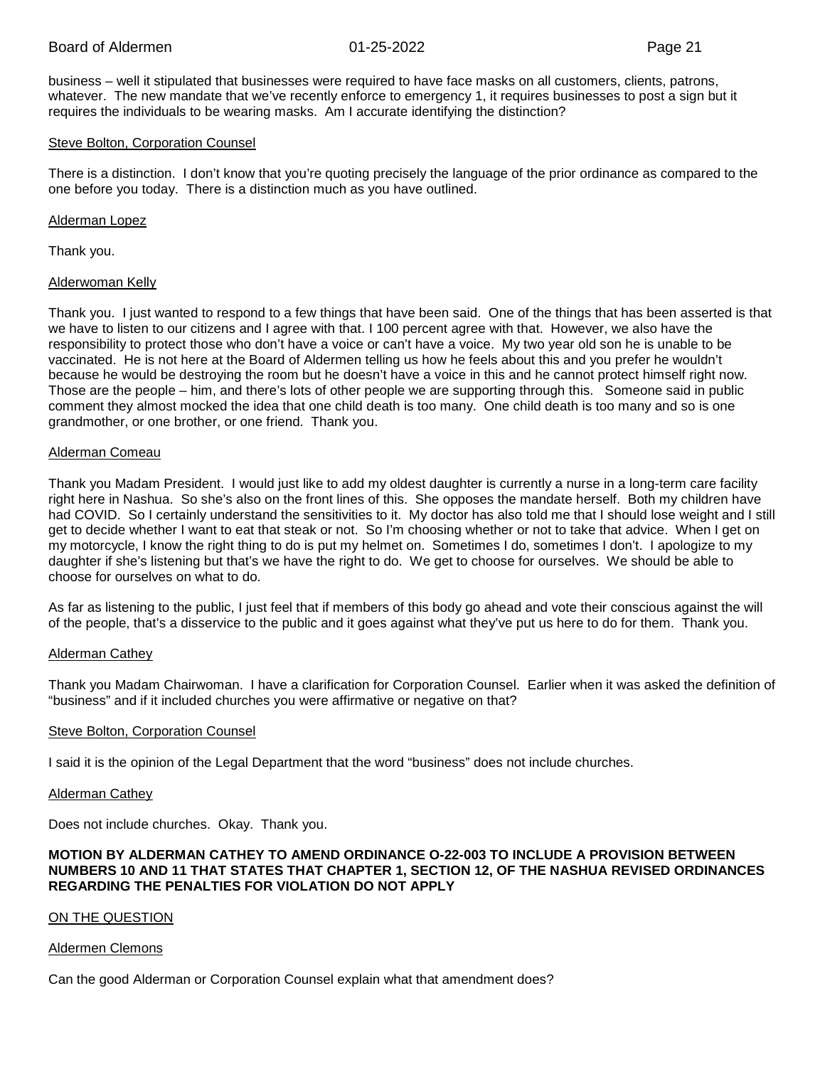business – well it stipulated that businesses were required to have face masks on all customers, clients, patrons, whatever. The new mandate that we've recently enforce to emergency 1, it requires businesses to post a sign but it requires the individuals to be wearing masks. Am I accurate identifying the distinction?

Steve Bolton, Corporation Counsel

There is a distinction. I don't know that you're quoting precisely the language of the prior ordinance as compared to the one before you today. There is a distinction much as you have outlined.

Alderman Lopez

Thank you.

Alderwoman Kelly

Thank you. I just wanted to respond to a few things that have been said. One of the things that has been asserted is that we have to listen to our citizens and I agree with that. I 100 percent agree with that. However, we also have the responsibility to protect those who don't have a voice or can't have a voice. My two year old son he is unable to be vaccinated. He is not here at the Board of Aldermen telling us how he feels about this and you prefer he wouldn't because he would be destroying the room but he doesn't have a voice in this and he cannot protect himself right now. Those are the people – him, and there's lots of other people we are supporting through this. Someone said in public comment they almost mocked the idea that one child death is too many. One child death is too many and so is one grandmother, or one brother, or one friend. Thank you.

Alderman Comeau

Thank you Madam President. I would just like to add my oldest daughter is currently a nurse in a long-term care facility right here in Nashua. So she's also on the front lines of this. She opposes the mandate herself. Both my children have had COVID. So I certainly understand the sensitivities to it. My doctor has also told me that I should lose weight and I still get to decide whether I want to eat that steak or not. So I'm choosing whether or not to take that advice. When I get on my motorcycle, I know the right thing to do is put my helmet on. Sometimes I do, sometimes I don't. I apologize to my daughter if she's listening but that's we have the right to do. We get to choose for ourselves. We should be able to choose for ourselves on what to do.

As far as listening to the public, I just feel that if members of this body go ahead and vote their conscious against the will of the people, that's a disservice to the public and it goes against what they've put us here to do for them. Thank you.

Alderman Cathey

Thank you Madam Chairwoman. I have a clarification for Corporation Counsel. Earlier when it was asked the definition of "business" and if it included churches you were affirmative or negative on that?

Steve Bolton, Corporation Counsel

I said it is the opinion of the Legal Department that the word "business" does not include churches.

Alderman Cathey

Does not include churches. Okay. Thank you.

**MOTION BY ALDERMAN CATHEY TO AMEND ORDINANCE O-22-003 TO INCLUDE A PROVISION BETWEEN NUMBERS 10 AND 11 THAT STATES THAT CHAPTER 1, SECTION 12, OF THE NASHUA REVISED ORDINANCES REGARDING THE PENALTIES FOR VIOLATION DO NOT APPLY**

ON THE QUESTION

Aldermen Clemons

Can the good Alderman or Corporation Counsel explain what that amendment does?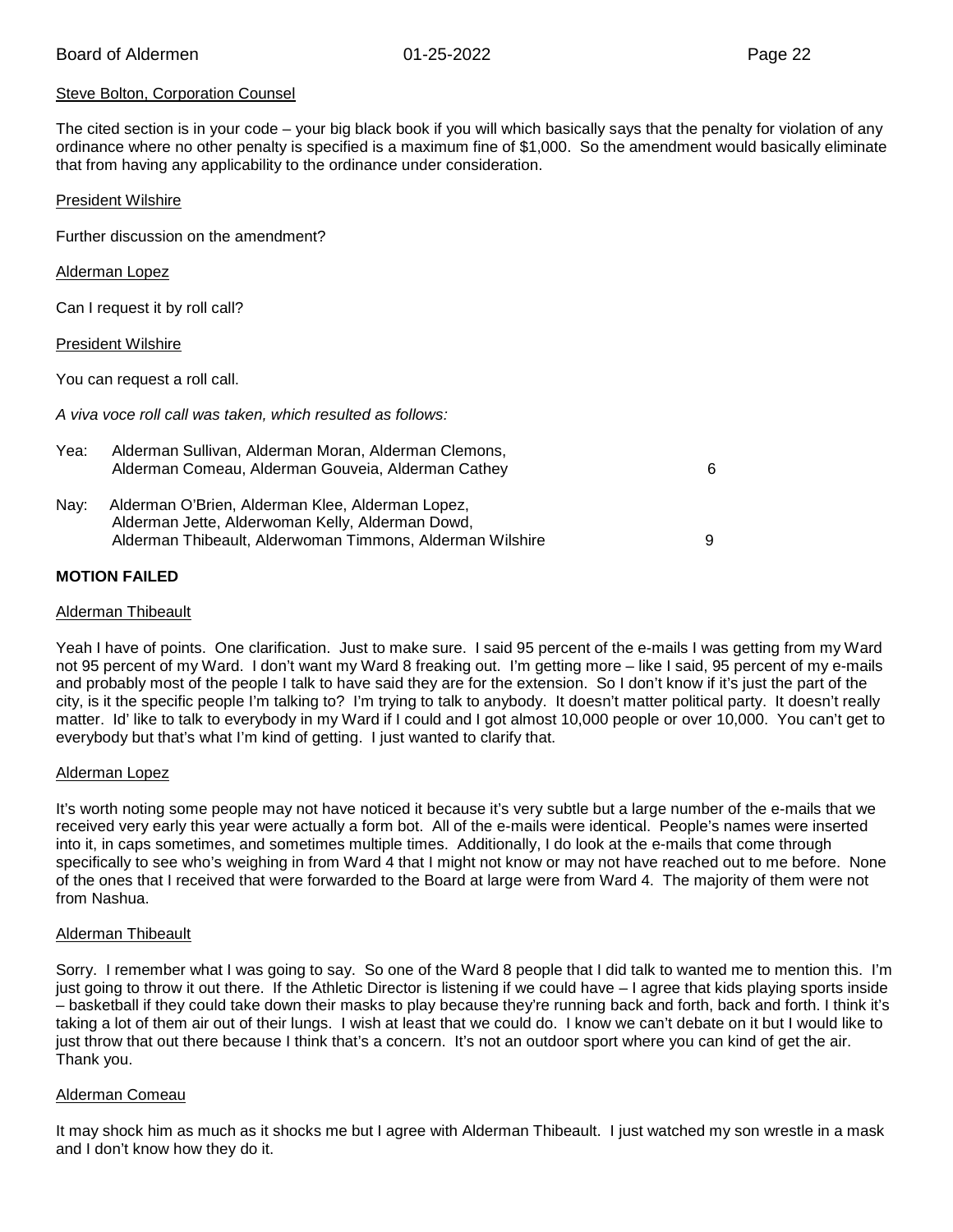Steve Bolton, Corporation Counsel

The cited section is in your code – your big black book if you will which basically says that the penalty for violation of any ordinance where no other penalty is specified is a maximum fine of $1,000. So the amendment would basically eliminate that from having any applicability to the ordinance under consideration.

President Wilshire

Further discussion on the amendment?

Alderman Lopez

Can I request it by roll call?

President Wilshire

You can request a roll call.

*A viva voce roll call was taken, which resulted as follows:*

Yea: Alderman Sullivan, Alderman Moran, Alderman Clemons, Alderman Comeau, Alderman Gouveia, Alderman Cathey — 6

Nay: Alderman O'Brien, Alderman Klee, Alderman Lopez, Alderman Jette, Alderwoman Kelly, Alderman Dowd, Alderman Thibeault, Alderwoman Timmons, Alderman Wilshire — 9

**MOTION FAILED**

Alderman Thibeault

Yeah I have of points. One clarification. Just to make sure. I said 95 percent of the e-mails I was getting from my Ward not 95 percent of my Ward. I don't want my Ward 8 freaking out. I'm getting more – like I said, 95 percent of my e-mails and probably most of the people I talk to have said they are for the extension. So I don't know if it's just the part of the city, is it the specific people I'm talking to? I'm trying to talk to anybody. It doesn't matter political party. It doesn't really matter. Id' like to talk to everybody in my Ward if I could and I got almost 10,000 people or over 10,000. You can't get to everybody but that's what I'm kind of getting. I just wanted to clarify that.

Alderman Lopez

It's worth noting some people may not have noticed it because it's very subtle but a large number of the e-mails that we received very early this year were actually a form bot. All of the e-mails were identical. People's names were inserted into it, in caps sometimes, and sometimes multiple times. Additionally, I do look at the e-mails that come through specifically to see who's weighing in from Ward 4 that I might not know or may not have reached out to me before. None of the ones that I received that were forwarded to the Board at large were from Ward 4. The majority of them were not from Nashua.

Alderman Thibeault

Sorry. I remember what I was going to say. So one of the Ward 8 people that I did talk to wanted me to mention this. I'm just going to throw it out there. If the Athletic Director is listening if we could have – I agree that kids playing sports inside – basketball if they could take down their masks to play because they're running back and forth, back and forth. I think it's taking a lot of them air out of their lungs. I wish at least that we could do. I know we can't debate on it but I would like to just throw that out there because I think that's a concern. It's not an outdoor sport where you can kind of get the air. Thank you.

Alderman Comeau

It may shock him as much as it shocks me but I agree with Alderman Thibeault. I just watched my son wrestle in a mask and I don't know how they do it.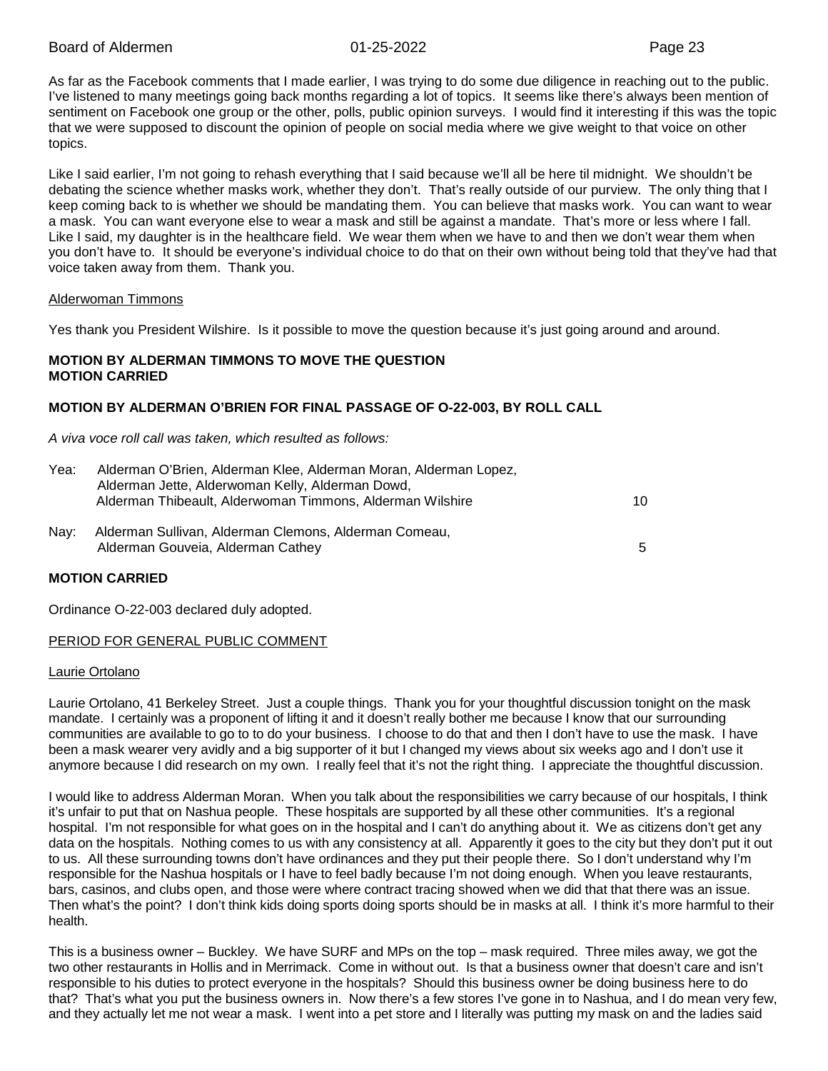As far as the Facebook comments that I made earlier, I was trying to do some due diligence in reaching out to the public. I've listened to many meetings going back months regarding a lot of topics. It seems like there's always been mention of sentiment on Facebook one group or the other, polls, public opinion surveys. I would find it interesting if this was the topic that we were supposed to discount the opinion of people on social media where we give weight to that voice on other topics.

Like I said earlier, I'm not going to rehash everything that I said because we'll all be here til midnight. We shouldn't be debating the science whether masks work, whether they don't. That's really outside of our purview. The only thing that I keep coming back to is whether we should be mandating them. You can believe that masks work. You can want to wear a mask. You can want everyone else to wear a mask and still be against a mandate. That's more or less where I fall. Like I said, my daughter is in the healthcare field. We wear them when we have to and then we don't wear them when you don't have to. It should be everyone's individual choice to do that on their own without being told that they've had that voice taken away from them. Thank you.

Alderwoman Timmons

Yes thank you President Wilshire. Is it possible to move the question because it's just going around and around.

**MOTION BY ALDERMAN TIMMONS TO MOVE THE QUESTION**
**MOTION CARRIED**

**MOTION BY ALDERMAN O'BRIEN FOR FINAL PASSAGE OF O-22-003, BY ROLL CALL**

*A viva voce roll call was taken, which resulted as follows:*

| | | |
|---|---|---|
| Yea: | Alderman O'Brien, Alderman Klee, Alderman Moran, Alderman Lopez, Alderman Jette, Alderwoman Kelly, Alderman Dowd, Alderman Thibeault, Alderwoman Timmons, Alderman Wilshire | 10 |
| Nay: | Alderman Sullivan, Alderman Clemons, Alderman Comeau, Alderman Gouveia, Alderman Cathey | 5 |

**MOTION CARRIED**

Ordinance O-22-003 declared duly adopted.

PERIOD FOR GENERAL PUBLIC COMMENT

Laurie Ortolano

Laurie Ortolano, 41 Berkeley Street. Just a couple things. Thank you for your thoughtful discussion tonight on the mask mandate. I certainly was a proponent of lifting it and it doesn't really bother me because I know that our surrounding communities are available to go to to do your business. I choose to do that and then I don't have to use the mask. I have been a mask wearer very avidly and a big supporter of it but I changed my views about six weeks ago and I don't use it anymore because I did research on my own. I really feel that it's not the right thing. I appreciate the thoughtful discussion.

I would like to address Alderman Moran. When you talk about the responsibilities we carry because of our hospitals, I think it's unfair to put that on Nashua people. These hospitals are supported by all these other communities. It's a regional hospital. I'm not responsible for what goes on in the hospital and I can't do anything about it. We as citizens don't get any data on the hospitals. Nothing comes to us with any consistency at all. Apparently it goes to the city but they don't put it out to us. All these surrounding towns don't have ordinances and they put their people there. So I don't understand why I'm responsible for the Nashua hospitals or I have to feel badly because I'm not doing enough. When you leave restaurants, bars, casinos, and clubs open, and those were where contract tracing showed when we did that that there was an issue. Then what's the point? I don't think kids doing sports doing sports should be in masks at all. I think it's more harmful to their health.

This is a business owner – Buckley. We have SURF and MPs on the top – mask required. Three miles away, we got the two other restaurants in Hollis and in Merrimack. Come in without out. Is that a business owner that doesn't care and isn't responsible to his duties to protect everyone in the hospitals? Should this business owner be doing business here to do that? That's what you put the business owners in. Now there's a few stores I've gone in to Nashua, and I do mean very few, and they actually let me not wear a mask. I went into a pet store and I literally was putting my mask on and the ladies said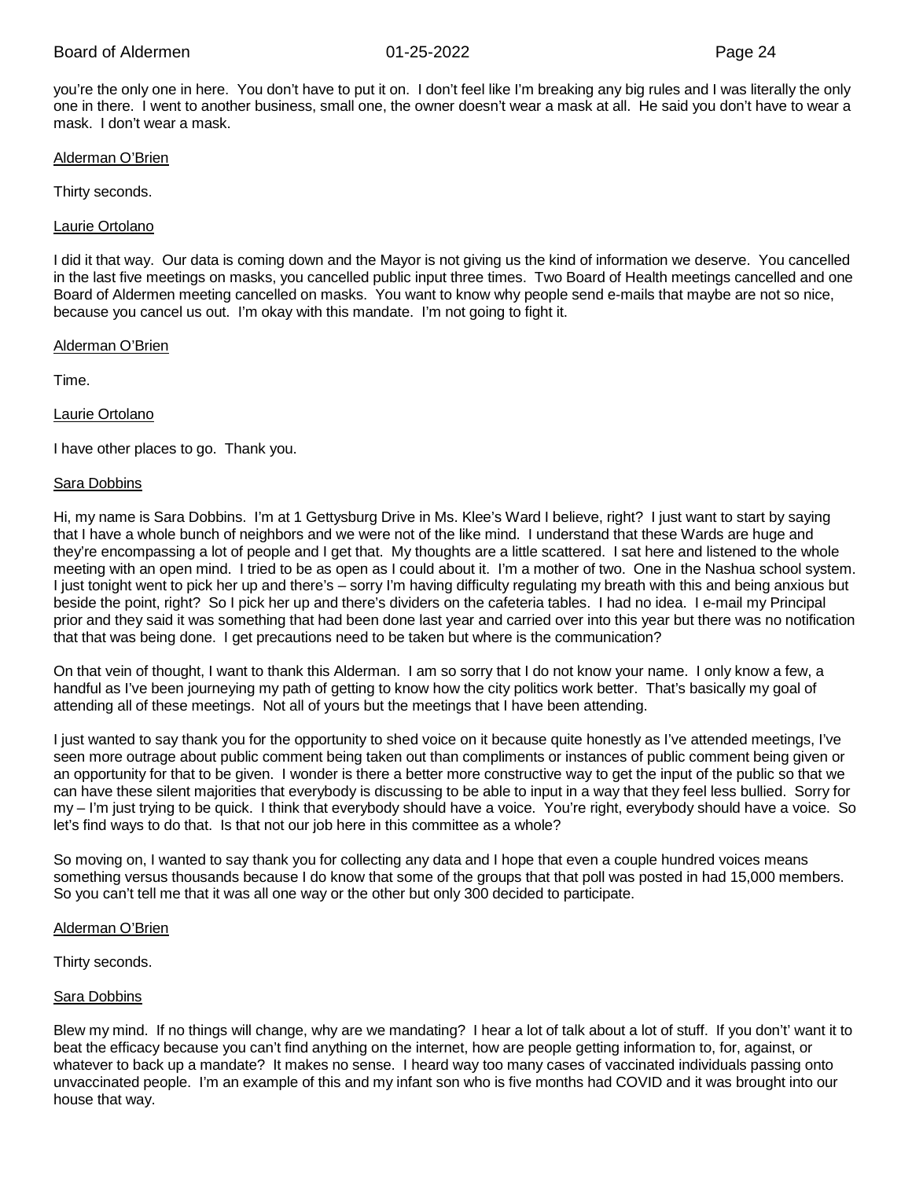you're the only one in here. You don't have to put it on. I don't feel like I'm breaking any big rules and I was literally the only one in there. I went to another business, small one, the owner doesn't wear a mask at all. He said you don't have to wear a mask. I don't wear a mask.

Alderman O'Brien

Thirty seconds.

Laurie Ortolano

I did it that way. Our data is coming down and the Mayor is not giving us the kind of information we deserve. You cancelled in the last five meetings on masks, you cancelled public input three times. Two Board of Health meetings cancelled and one Board of Aldermen meeting cancelled on masks. You want to know why people send e-mails that maybe are not so nice, because you cancel us out. I'm okay with this mandate. I'm not going to fight it.

Alderman O'Brien

Time.

Laurie Ortolano

I have other places to go. Thank you.

Sara Dobbins

Hi, my name is Sara Dobbins. I'm at 1 Gettysburg Drive in Ms. Klee's Ward I believe, right? I just want to start by saying that I have a whole bunch of neighbors and we were not of the like mind. I understand that these Wards are huge and they're encompassing a lot of people and I get that. My thoughts are a little scattered. I sat here and listened to the whole meeting with an open mind. I tried to be as open as I could about it. I'm a mother of two. One in the Nashua school system. I just tonight went to pick her up and there's – sorry I'm having difficulty regulating my breath with this and being anxious but beside the point, right? So I pick her up and there's dividers on the cafeteria tables. I had no idea. I e-mail my Principal prior and they said it was something that had been done last year and carried over into this year but there was no notification that that was being done. I get precautions need to be taken but where is the communication?

On that vein of thought, I want to thank this Alderman. I am so sorry that I do not know your name. I only know a few, a handful as I've been journeying my path of getting to know how the city politics work better. That's basically my goal of attending all of these meetings. Not all of yours but the meetings that I have been attending.

I just wanted to say thank you for the opportunity to shed voice on it because quite honestly as I've attended meetings, I've seen more outrage about public comment being taken out than compliments or instances of public comment being given or an opportunity for that to be given. I wonder is there a better more constructive way to get the input of the public so that we can have these silent majorities that everybody is discussing to be able to input in a way that they feel less bullied. Sorry for my – I'm just trying to be quick. I think that everybody should have a voice. You're right, everybody should have a voice. So let's find ways to do that. Is that not our job here in this committee as a whole?

So moving on, I wanted to say thank you for collecting any data and I hope that even a couple hundred voices means something versus thousands because I do know that some of the groups that that poll was posted in had 15,000 members. So you can't tell me that it was all one way or the other but only 300 decided to participate.

Alderman O'Brien

Thirty seconds.

Sara Dobbins

Blew my mind. If no things will change, why are we mandating? I hear a lot of talk about a lot of stuff. If you don't' want it to beat the efficacy because you can't find anything on the internet, how are people getting information to, for, against, or whatever to back up a mandate? It makes no sense. I heard way too many cases of vaccinated individuals passing onto unvaccinated people. I'm an example of this and my infant son who is five months had COVID and it was brought into our house that way.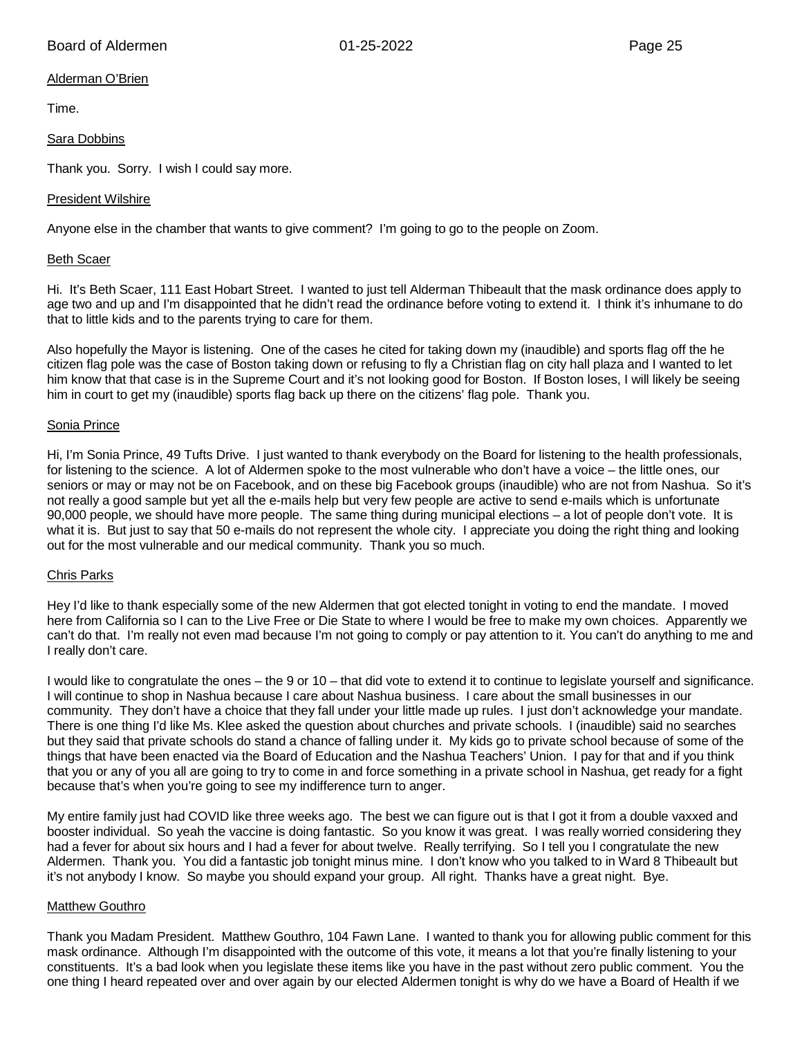Alderman O'Brien

Time.

Sara Dobbins

Thank you. Sorry. I wish I could say more.

President Wilshire

Anyone else in the chamber that wants to give comment? I'm going to go to the people on Zoom.

Beth Scaer

Hi. It's Beth Scaer, 111 East Hobart Street. I wanted to just tell Alderman Thibeault that the mask ordinance does apply to age two and up and I'm disappointed that he didn't read the ordinance before voting to extend it. I think it's inhumane to do that to little kids and to the parents trying to care for them.

Also hopefully the Mayor is listening. One of the cases he cited for taking down my (inaudible) and sports flag off the he citizen flag pole was the case of Boston taking down or refusing to fly a Christian flag on city hall plaza and I wanted to let him know that that case is in the Supreme Court and it's not looking good for Boston. If Boston loses, I will likely be seeing him in court to get my (inaudible) sports flag back up there on the citizens' flag pole. Thank you.

Sonia Prince

Hi, I'm Sonia Prince, 49 Tufts Drive. I just wanted to thank everybody on the Board for listening to the health professionals, for listening to the science. A lot of Aldermen spoke to the most vulnerable who don't have a voice – the little ones, our seniors or may or may not be on Facebook, and on these big Facebook groups (inaudible) who are not from Nashua. So it's not really a good sample but yet all the e-mails help but very few people are active to send e-mails which is unfortunate 90,000 people, we should have more people. The same thing during municipal elections – a lot of people don't vote. It is what it is. But just to say that 50 e-mails do not represent the whole city. I appreciate you doing the right thing and looking out for the most vulnerable and our medical community. Thank you so much.

Chris Parks

Hey I'd like to thank especially some of the new Aldermen that got elected tonight in voting to end the mandate. I moved here from California so I can to the Live Free or Die State to where I would be free to make my own choices. Apparently we can't do that. I'm really not even mad because I'm not going to comply or pay attention to it. You can't do anything to me and I really don't care.

I would like to congratulate the ones – the 9 or 10 – that did vote to extend it to continue to legislate yourself and significance. I will continue to shop in Nashua because I care about Nashua business. I care about the small businesses in our community. They don't have a choice that they fall under your little made up rules. I just don't acknowledge your mandate. There is one thing I'd like Ms. Klee asked the question about churches and private schools. I (inaudible) said no searches but they said that private schools do stand a chance of falling under it. My kids go to private school because of some of the things that have been enacted via the Board of Education and the Nashua Teachers' Union. I pay for that and if you think that you or any of you all are going to try to come in and force something in a private school in Nashua, get ready for a fight because that's when you're going to see my indifference turn to anger.

My entire family just had COVID like three weeks ago. The best we can figure out is that I got it from a double vaxxed and booster individual. So yeah the vaccine is doing fantastic. So you know it was great. I was really worried considering they had a fever for about six hours and I had a fever for about twelve. Really terrifying. So I tell you I congratulate the new Aldermen. Thank you. You did a fantastic job tonight minus mine. I don't know who you talked to in Ward 8 Thibeault but it's not anybody I know. So maybe you should expand your group. All right. Thanks have a great night. Bye.

Matthew Gouthro

Thank you Madam President. Matthew Gouthro, 104 Fawn Lane. I wanted to thank you for allowing public comment for this mask ordinance. Although I'm disappointed with the outcome of this vote, it means a lot that you're finally listening to your constituents. It's a bad look when you legislate these items like you have in the past without zero public comment. You the one thing I heard repeated over and over again by our elected Aldermen tonight is why do we have a Board of Health if we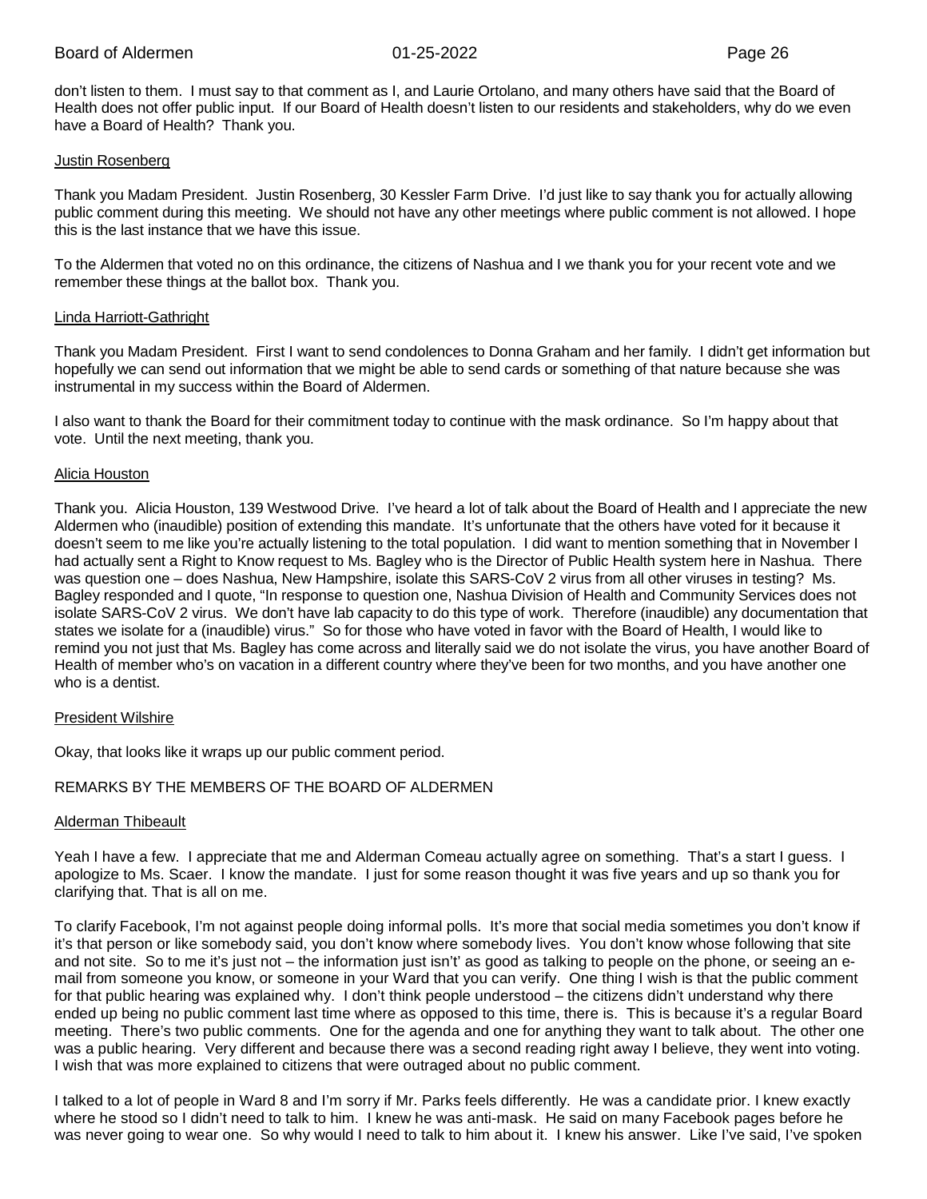don't listen to them. I must say to that comment as I, and Laurie Ortolano, and many others have said that the Board of Health does not offer public input. If our Board of Health doesn't listen to our residents and stakeholders, why do we even have a Board of Health? Thank you.

Justin Rosenberg

Thank you Madam President. Justin Rosenberg, 30 Kessler Farm Drive. I'd just like to say thank you for actually allowing public comment during this meeting. We should not have any other meetings where public comment is not allowed. I hope this is the last instance that we have this issue.

To the Aldermen that voted no on this ordinance, the citizens of Nashua and I we thank you for your recent vote and we remember these things at the ballot box. Thank you.

Linda Harriott-Gathright

Thank you Madam President. First I want to send condolences to Donna Graham and her family. I didn't get information but hopefully we can send out information that we might be able to send cards or something of that nature because she was instrumental in my success within the Board of Aldermen.

I also want to thank the Board for their commitment today to continue with the mask ordinance. So I'm happy about that vote. Until the next meeting, thank you.

Alicia Houston

Thank you. Alicia Houston, 139 Westwood Drive. I've heard a lot of talk about the Board of Health and I appreciate the new Aldermen who (inaudible) position of extending this mandate. It's unfortunate that the others have voted for it because it doesn't seem to me like you're actually listening to the total population. I did want to mention something that in November I had actually sent a Right to Know request to Ms. Bagley who is the Director of Public Health system here in Nashua. There was question one – does Nashua, New Hampshire, isolate this SARS-CoV 2 virus from all other viruses in testing? Ms. Bagley responded and I quote, "In response to question one, Nashua Division of Health and Community Services does not isolate SARS-CoV 2 virus. We don't have lab capacity to do this type of work. Therefore (inaudible) any documentation that states we isolate for a (inaudible) virus." So for those who have voted in favor with the Board of Health, I would like to remind you not just that Ms. Bagley has come across and literally said we do not isolate the virus, you have another Board of Health of member who's on vacation in a different country where they've been for two months, and you have another one who is a dentist.

President Wilshire

Okay, that looks like it wraps up our public comment period.

REMARKS BY THE MEMBERS OF THE BOARD OF ALDERMEN

Alderman Thibeault

Yeah I have a few. I appreciate that me and Alderman Comeau actually agree on something. That's a start I guess. I apologize to Ms. Scaer. I know the mandate. I just for some reason thought it was five years and up so thank you for clarifying that. That is all on me.

To clarify Facebook, I'm not against people doing informal polls. It's more that social media sometimes you don't know if it's that person or like somebody said, you don't know where somebody lives. You don't know whose following that site and not site. So to me it's just not – the information just isn't' as good as talking to people on the phone, or seeing an e-mail from someone you know, or someone in your Ward that you can verify. One thing I wish is that the public comment for that public hearing was explained why. I don't think people understood – the citizens didn't understand why there ended up being no public comment last time where as opposed to this time, there is. This is because it's a regular Board meeting. There's two public comments. One for the agenda and one for anything they want to talk about. The other one was a public hearing. Very different and because there was a second reading right away I believe, they went into voting. I wish that was more explained to citizens that were outraged about no public comment.

I talked to a lot of people in Ward 8 and I'm sorry if Mr. Parks feels differently. He was a candidate prior. I knew exactly where he stood so I didn't need to talk to him. I knew he was anti-mask. He said on many Facebook pages before he was never going to wear one. So why would I need to talk to him about it. I knew his answer. Like I've said, I've spoken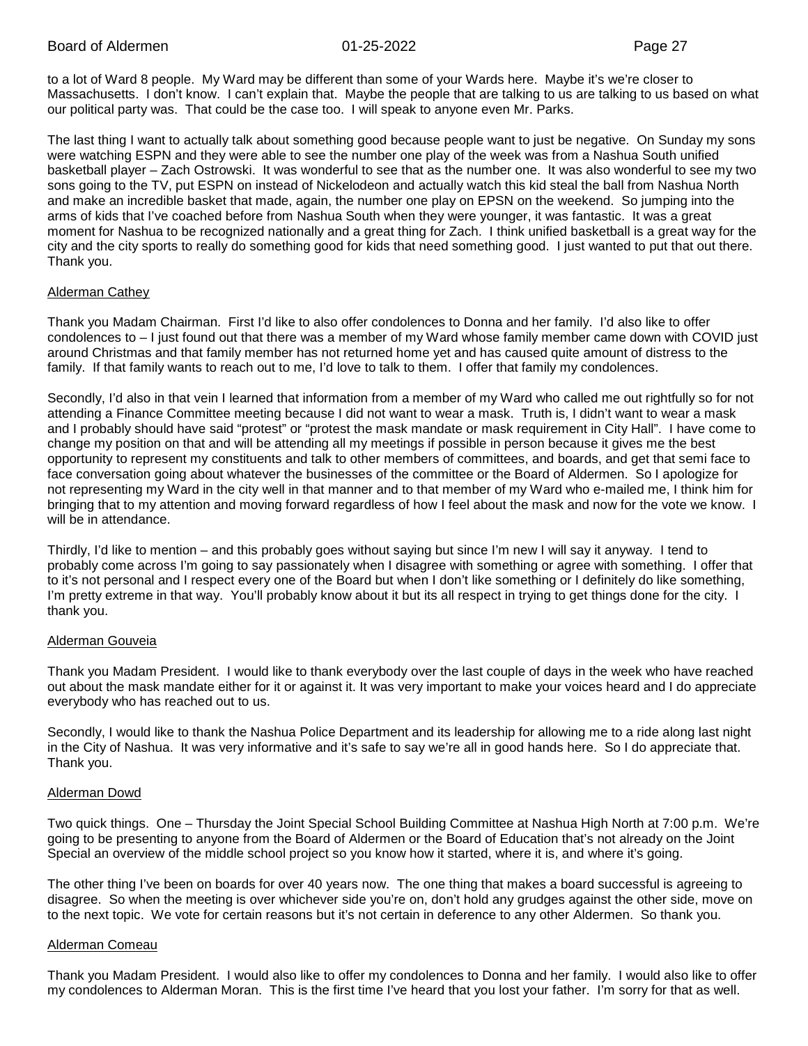to a lot of Ward 8 people. My Ward may be different than some of your Wards here. Maybe it's we're closer to Massachusetts. I don't know. I can't explain that. Maybe the people that are talking to us are talking to us based on what our political party was. That could be the case too. I will speak to anyone even Mr. Parks.

The last thing I want to actually talk about something good because people want to just be negative. On Sunday my sons were watching ESPN and they were able to see the number one play of the week was from a Nashua South unified basketball player – Zach Ostrowski. It was wonderful to see that as the number one. It was also wonderful to see my two sons going to the TV, put ESPN on instead of Nickelodeon and actually watch this kid steal the ball from Nashua North and make an incredible basket that made, again, the number one play on EPSN on the weekend. So jumping into the arms of kids that I've coached before from Nashua South when they were younger, it was fantastic. It was a great moment for Nashua to be recognized nationally and a great thing for Zach. I think unified basketball is a great way for the city and the city sports to really do something good for kids that need something good. I just wanted to put that out there. Thank you.

Alderman Cathey

Thank you Madam Chairman. First I'd like to also offer condolences to Donna and her family. I'd also like to offer condolences to – I just found out that there was a member of my Ward whose family member came down with COVID just around Christmas and that family member has not returned home yet and has caused quite amount of distress to the family. If that family wants to reach out to me, I'd love to talk to them. I offer that family my condolences.

Secondly, I'd also in that vein I learned that information from a member of my Ward who called me out rightfully so for not attending a Finance Committee meeting because I did not want to wear a mask. Truth is, I didn't want to wear a mask and I probably should have said "protest" or "protest the mask mandate or mask requirement in City Hall". I have come to change my position on that and will be attending all my meetings if possible in person because it gives me the best opportunity to represent my constituents and talk to other members of committees, and boards, and get that semi face to face conversation going about whatever the businesses of the committee or the Board of Aldermen. So I apologize for not representing my Ward in the city well in that manner and to that member of my Ward who e-mailed me, I think him for bringing that to my attention and moving forward regardless of how I feel about the mask and now for the vote we know. I will be in attendance.

Thirdly, I'd like to mention – and this probably goes without saying but since I'm new I will say it anyway. I tend to probably come across I'm going to say passionately when I disagree with something or agree with something. I offer that to it's not personal and I respect every one of the Board but when I don't like something or I definitely do like something, I'm pretty extreme in that way. You'll probably know about it but its all respect in trying to get things done for the city. I thank you.

Alderman Gouveia

Thank you Madam President. I would like to thank everybody over the last couple of days in the week who have reached out about the mask mandate either for it or against it. It was very important to make your voices heard and I do appreciate everybody who has reached out to us.

Secondly, I would like to thank the Nashua Police Department and its leadership for allowing me to a ride along last night in the City of Nashua. It was very informative and it's safe to say we're all in good hands here. So I do appreciate that. Thank you.

Alderman Dowd

Two quick things. One – Thursday the Joint Special School Building Committee at Nashua High North at 7:00 p.m. We're going to be presenting to anyone from the Board of Aldermen or the Board of Education that's not already on the Joint Special an overview of the middle school project so you know how it started, where it is, and where it's going.

The other thing I've been on boards for over 40 years now. The one thing that makes a board successful is agreeing to disagree. So when the meeting is over whichever side you're on, don't hold any grudges against the other side, move on to the next topic. We vote for certain reasons but it's not certain in deference to any other Aldermen. So thank you.

Alderman Comeau

Thank you Madam President. I would also like to offer my condolences to Donna and her family. I would also like to offer my condolences to Alderman Moran. This is the first time I've heard that you lost your father. I'm sorry for that as well.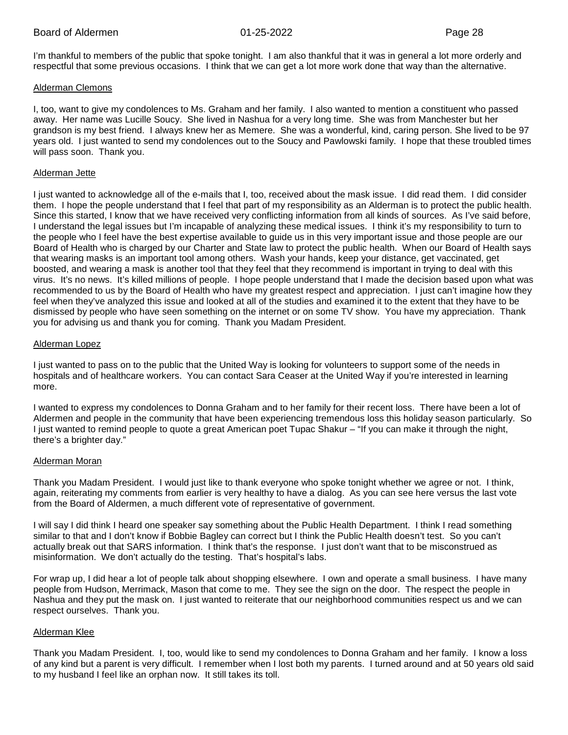I'm thankful to members of the public that spoke tonight. I am also thankful that it was in general a lot more orderly and respectful that some previous occasions. I think that we can get a lot more work done that way than the alternative.

Alderman Clemons

I, too, want to give my condolences to Ms. Graham and her family. I also wanted to mention a constituent who passed away. Her name was Lucille Soucy. She lived in Nashua for a very long time. She was from Manchester but her grandson is my best friend. I always knew her as Memere. She was a wonderful, kind, caring person. She lived to be 97 years old. I just wanted to send my condolences out to the Soucy and Pawlowski family. I hope that these troubled times will pass soon. Thank you.

Alderman Jette

I just wanted to acknowledge all of the e-mails that I, too, received about the mask issue. I did read them. I did consider them. I hope the people understand that I feel that part of my responsibility as an Alderman is to protect the public health. Since this started, I know that we have received very conflicting information from all kinds of sources. As I've said before, I understand the legal issues but I'm incapable of analyzing these medical issues. I think it's my responsibility to turn to the people who I feel have the best expertise available to guide us in this very important issue and those people are our Board of Health who is charged by our Charter and State law to protect the public health. When our Board of Health says that wearing masks is an important tool among others. Wash your hands, keep your distance, get vaccinated, get boosted, and wearing a mask is another tool that they feel that they recommend is important in trying to deal with this virus. It's no news. It's killed millions of people. I hope people understand that I made the decision based upon what was recommended to us by the Board of Health who have my greatest respect and appreciation. I just can't imagine how they feel when they've analyzed this issue and looked at all of the studies and examined it to the extent that they have to be dismissed by people who have seen something on the internet or on some TV show. You have my appreciation. Thank you for advising us and thank you for coming. Thank you Madam President.

Alderman Lopez

I just wanted to pass on to the public that the United Way is looking for volunteers to support some of the needs in hospitals and of healthcare workers. You can contact Sara Ceaser at the United Way if you're interested in learning more.

I wanted to express my condolences to Donna Graham and to her family for their recent loss. There have been a lot of Aldermen and people in the community that have been experiencing tremendous loss this holiday season particularly. So I just wanted to remind people to quote a great American poet Tupac Shakur – "If you can make it through the night, there's a brighter day."

Alderman Moran

Thank you Madam President. I would just like to thank everyone who spoke tonight whether we agree or not. I think, again, reiterating my comments from earlier is very healthy to have a dialog. As you can see here versus the last vote from the Board of Aldermen, a much different vote of representative of government.

I will say I did think I heard one speaker say something about the Public Health Department. I think I read something similar to that and I don't know if Bobbie Bagley can correct but I think the Public Health doesn't test. So you can't actually break out that SARS information. I think that's the response. I just don't want that to be misconstrued as misinformation. We don't actually do the testing. That's hospital's labs.

For wrap up, I did hear a lot of people talk about shopping elsewhere. I own and operate a small business. I have many people from Hudson, Merrimack, Mason that come to me. They see the sign on the door. The respect the people in Nashua and they put the mask on. I just wanted to reiterate that our neighborhood communities respect us and we can respect ourselves. Thank you.

Alderman Klee

Thank you Madam President. I, too, would like to send my condolences to Donna Graham and her family. I know a loss of any kind but a parent is very difficult. I remember when I lost both my parents. I turned around and at 50 years old said to my husband I feel like an orphan now. It still takes its toll.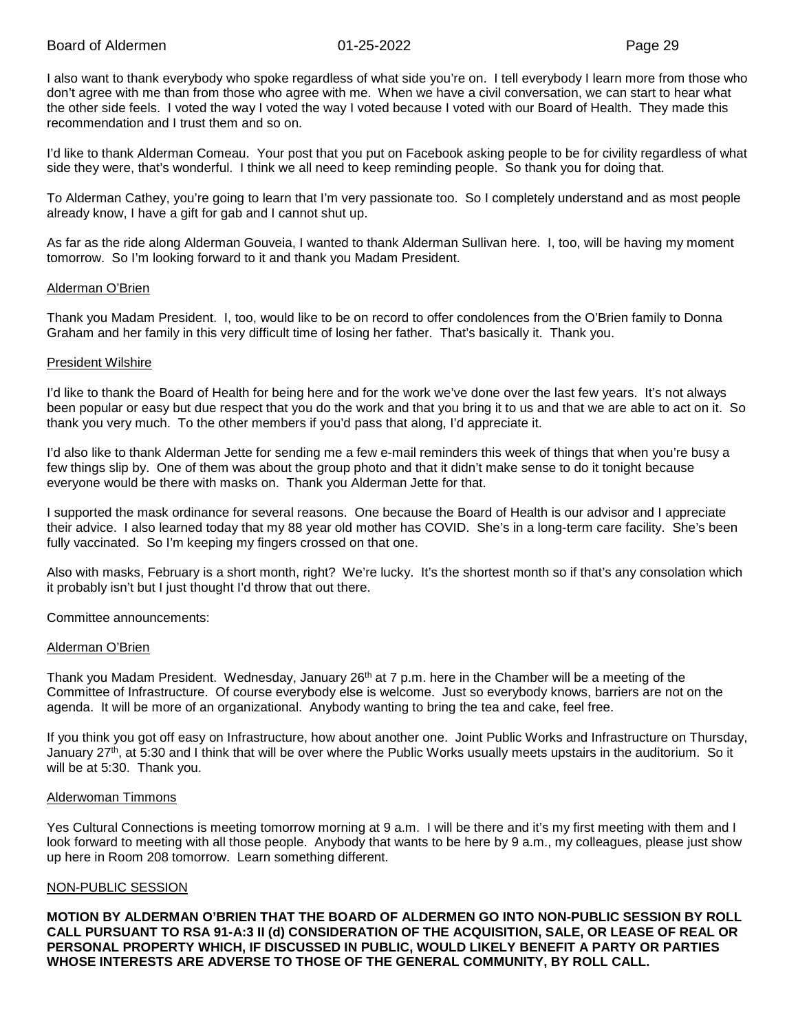I also want to thank everybody who spoke regardless of what side you're on. I tell everybody I learn more from those who don't agree with me than from those who agree with me. When we have a civil conversation, we can start to hear what the other side feels. I voted the way I voted the way I voted because I voted with our Board of Health. They made this recommendation and I trust them and so on.

I'd like to thank Alderman Comeau. Your post that you put on Facebook asking people to be for civility regardless of what side they were, that's wonderful. I think we all need to keep reminding people. So thank you for doing that.

To Alderman Cathey, you're going to learn that I'm very passionate too. So I completely understand and as most people already know, I have a gift for gab and I cannot shut up.

As far as the ride along Alderman Gouveia, I wanted to thank Alderman Sullivan here. I, too, will be having my moment tomorrow. So I'm looking forward to it and thank you Madam President.

Alderman O'Brien

Thank you Madam President. I, too, would like to be on record to offer condolences from the O'Brien family to Donna Graham and her family in this very difficult time of losing her father. That's basically it. Thank you.

President Wilshire

I'd like to thank the Board of Health for being here and for the work we've done over the last few years. It's not always been popular or easy but due respect that you do the work and that you bring it to us and that we are able to act on it. So thank you very much. To the other members if you'd pass that along, I'd appreciate it.

I'd also like to thank Alderman Jette for sending me a few e-mail reminders this week of things that when you're busy a few things slip by. One of them was about the group photo and that it didn't make sense to do it tonight because everyone would be there with masks on. Thank you Alderman Jette for that.

I supported the mask ordinance for several reasons. One because the Board of Health is our advisor and I appreciate their advice. I also learned today that my 88 year old mother has COVID. She's in a long-term care facility. She's been fully vaccinated. So I'm keeping my fingers crossed on that one.

Also with masks, February is a short month, right? We're lucky. It's the shortest month so if that's any consolation which it probably isn't but I just thought I'd throw that out there.

Committee announcements:

Alderman O'Brien

Thank you Madam President. Wednesday, January 26th at 7 p.m. here in the Chamber will be a meeting of the Committee of Infrastructure. Of course everybody else is welcome. Just so everybody knows, barriers are not on the agenda. It will be more of an organizational. Anybody wanting to bring the tea and cake, feel free.

If you think you got off easy on Infrastructure, how about another one. Joint Public Works and Infrastructure on Thursday, January 27th, at 5:30 and I think that will be over where the Public Works usually meets upstairs in the auditorium. So it will be at 5:30. Thank you.

Alderwoman Timmons

Yes Cultural Connections is meeting tomorrow morning at 9 a.m. I will be there and it's my first meeting with them and I look forward to meeting with all those people. Anybody that wants to be here by 9 a.m., my colleagues, please just show up here in Room 208 tomorrow. Learn something different.

NON-PUBLIC SESSION

**MOTION BY ALDERMAN O'BRIEN THAT THE BOARD OF ALDERMEN GO INTO NON-PUBLIC SESSION BY ROLL CALL PURSUANT TO RSA 91-A:3 II (d) CONSIDERATION OF THE ACQUISITION, SALE, OR LEASE OF REAL OR PERSONAL PROPERTY WHICH, IF DISCUSSED IN PUBLIC, WOULD LIKELY BENEFIT A PARTY OR PARTIES WHOSE INTERESTS ARE ADVERSE TO THOSE OF THE GENERAL COMMUNITY, BY ROLL CALL.**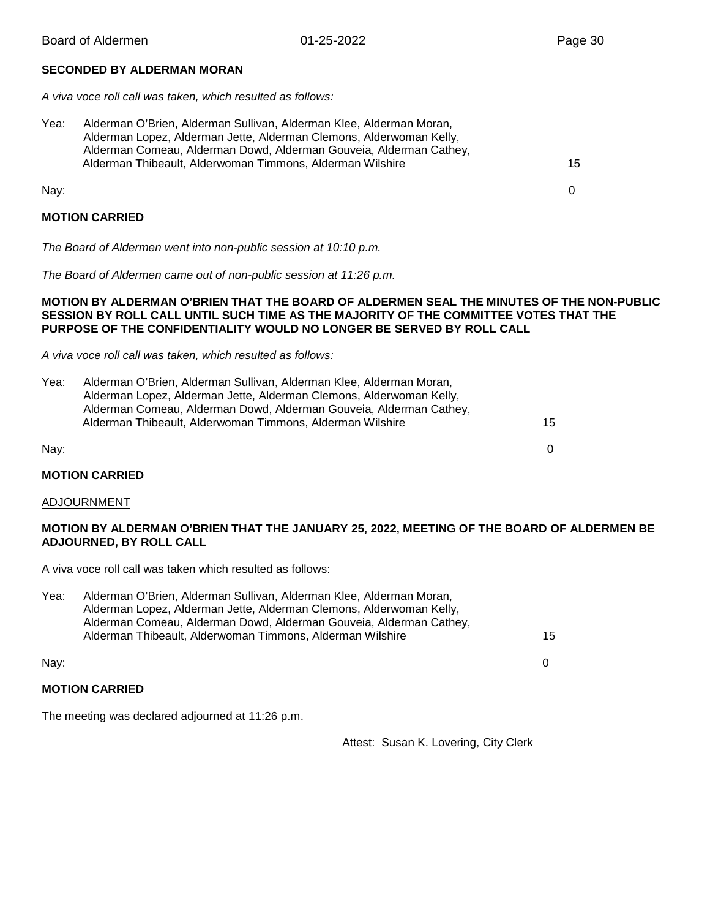**SECONDED BY ALDERMAN MORAN**

*A viva voce roll call was taken, which resulted as follows:*

| | | |
|---|---|---|
| Yea: | Alderman O'Brien, Alderman Sullivan, Alderman Klee, Alderman Moran, Alderman Lopez, Alderman Jette, Alderman Clemons, Alderwoman Kelly, Alderman Comeau, Alderman Dowd, Alderman Gouveia, Alderman Cathey, Alderman Thibeault, Alderwoman Timmons, Alderman Wilshire | 15 |
| Nay: | | 0 |

**MOTION CARRIED**

*The Board of Aldermen went into non-public session at 10:10 p.m.*

*The Board of Aldermen came out of non-public session at 11:26 p.m.*

**MOTION BY ALDERMAN O'BRIEN THAT THE BOARD OF ALDERMEN SEAL THE MINUTES OF THE NON-PUBLIC SESSION BY ROLL CALL UNTIL SUCH TIME AS THE MAJORITY OF THE COMMITTEE VOTES THAT THE PURPOSE OF THE CONFIDENTIALITY WOULD NO LONGER BE SERVED BY ROLL CALL**

*A viva voce roll call was taken, which resulted as follows:*

| | | |
|---|---|---|
| Yea: | Alderman O'Brien, Alderman Sullivan, Alderman Klee, Alderman Moran, Alderman Lopez, Alderman Jette, Alderman Clemons, Alderwoman Kelly, Alderman Comeau, Alderman Dowd, Alderman Gouveia, Alderman Cathey, Alderman Thibeault, Alderwoman Timmons, Alderman Wilshire | 15 |
| Nay: | | 0 |

**MOTION CARRIED**

ADJOURNMENT

**MOTION BY ALDERMAN O'BRIEN THAT THE JANUARY 25, 2022, MEETING OF THE BOARD OF ALDERMEN BE ADJOURNED, BY ROLL CALL**

A viva voce roll call was taken which resulted as follows:

| | | |
|---|---|---|
| Yea: | Alderman O'Brien, Alderman Sullivan, Alderman Klee, Alderman Moran, Alderman Lopez, Alderman Jette, Alderman Clemons, Alderwoman Kelly, Alderman Comeau, Alderman Dowd, Alderman Gouveia, Alderman Cathey, Alderman Thibeault, Alderwoman Timmons, Alderman Wilshire | 15 |
| Nay: | | 0 |

**MOTION CARRIED**

The meeting was declared adjourned at 11:26 p.m.

Attest: Susan K. Lovering, City Clerk